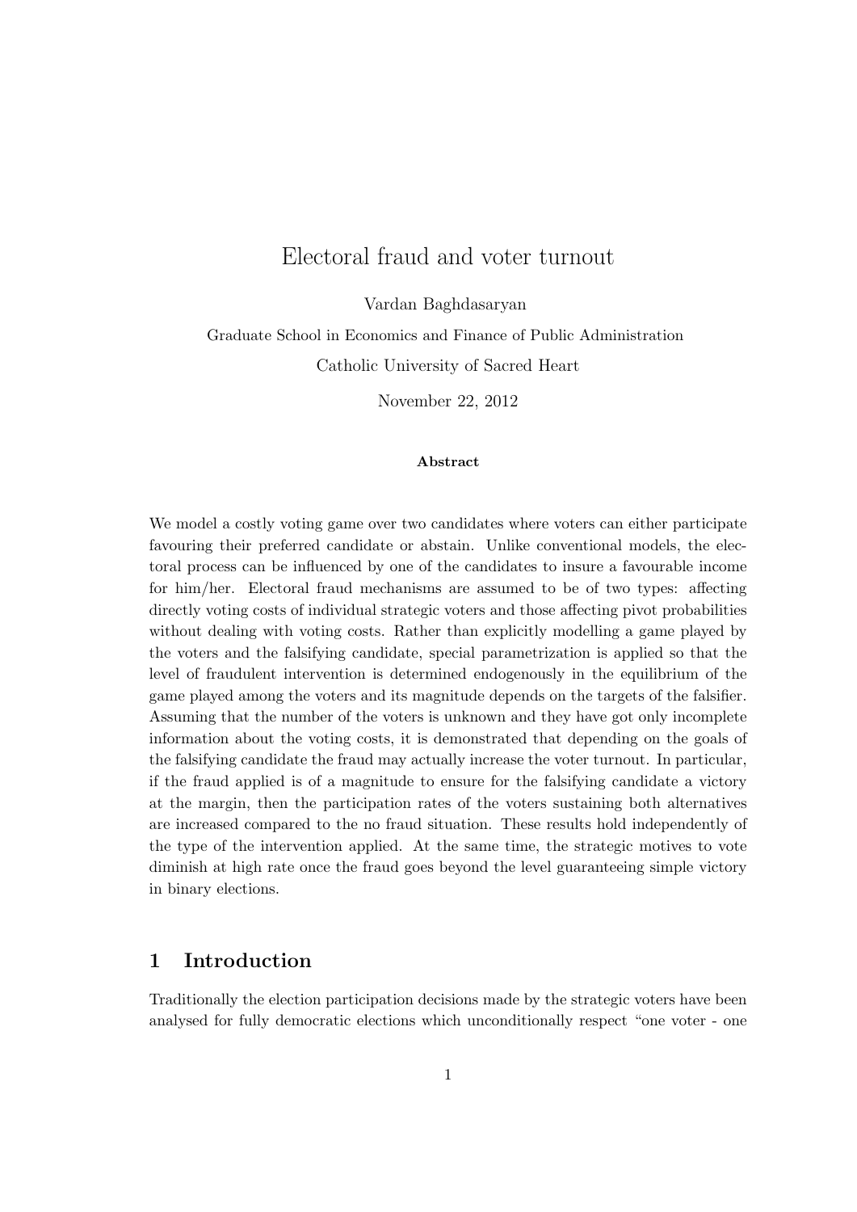# Electoral fraud and voter turnout

Vardan Baghdasaryan

Graduate School in Economics and Finance of Public Administration

Catholic University of Sacred Heart

November 22, 2012

**Abstract**

We model a costly voting game over two candidates where voters can either participate favouring their preferred candidate or abstain. Unlike conventional models, the electoral process can be influenced by one of the candidates to insure a favourable income for him/her. Electoral fraud mechanisms are assumed to be of two types: affecting directly voting costs of individual strategic voters and those affecting pivot probabilities without dealing with voting costs. Rather than explicitly modelling a game played by the voters and the falsifying candidate, special parametrization is applied so that the level of fraudulent intervention is determined endogenously in the equilibrium of the game played among the voters and its magnitude depends on the targets of the falsifier. Assuming that the number of the voters is unknown and they have got only incomplete information about the voting costs, it is demonstrated that depending on the goals of the falsifying candidate the fraud may actually increase the voter turnout. In particular, if the fraud applied is of a magnitude to ensure for the falsifying candidate a victory at the margin, then the participation rates of the voters sustaining both alternatives are increased compared to the no fraud situation. These results hold independently of the type of the intervention applied. At the same time, the strategic motives to vote diminish at high rate once the fraud goes beyond the level guaranteeing simple victory in binary elections.

## 1 Introduction

Traditionally the election participation decisions made by the strategic voters have been analysed for fully democratic elections which unconditionally respect "one voter - one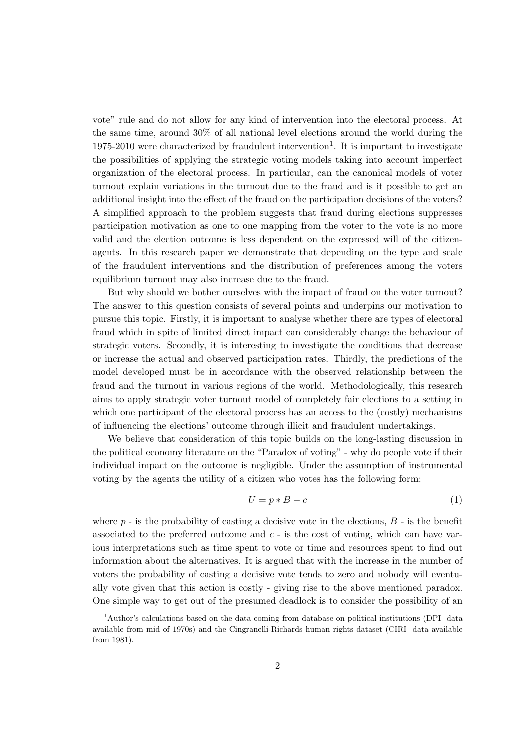vote" rule and do not allow for any kind of intervention into the electoral process. At the same time, around 30% of all national level elections around the world during the 1975-2010 were characterized by fraudulent intervention[1]. It is important to investigate the possibilities of applying the strategic voting models taking into account imperfect organization of the electoral process. In particular, can the canonical models of voter turnout explain variations in the turnout due to the fraud and is it possible to get an additional insight into the effect of the fraud on the participation decisions of the voters? A simplified approach to the problem suggests that fraud during elections suppresses participation motivation as one to one mapping from the voter to the vote is no more valid and the election outcome is less dependent on the expressed will of the citizen-agents. In this research paper we demonstrate that depending on the type and scale of the fraudulent interventions and the distribution of preferences among the voters equilibrium turnout may also increase due to the fraud.

But why should we bother ourselves with the impact of fraud on the voter turnout? The answer to this question consists of several points and underpins our motivation to pursue this topic. Firstly, it is important to analyse whether there are types of electoral fraud which in spite of limited direct impact can considerably change the behaviour of strategic voters. Secondly, it is interesting to investigate the conditions that decrease or increase the actual and observed participation rates. Thirdly, the predictions of the model developed must be in accordance with the observed relationship between the fraud and the turnout in various regions of the world. Methodologically, this research aims to apply strategic voter turnout model of completely fair elections to a setting in which one participant of the electoral process has an access to the (costly) mechanisms of influencing the elections' outcome through illicit and fraudulent undertakings.

We believe that consideration of this topic builds on the long-lasting discussion in the political economy literature on the "Paradox of voting" - why do people vote if their individual impact on the outcome is negligible. Under the assumption of instrumental voting by the agents the utility of a citizen who votes has the following form:

$$U = p * B - c \tag{1}$$

where $p$ - is the probability of casting a decisive vote in the elections, $B$ - is the benefit associated to the preferred outcome and $c$ - is the cost of voting, which can have various interpretations such as time spent to vote or time and resources spent to find out information about the alternatives. It is argued that with the increase in the number of voters the probability of casting a decisive vote tends to zero and nobody will eventually vote given that this action is costly - giving rise to the above mentioned paradox. One simple way to get out of the presumed deadlock is to consider the possibility of an

[1] Author's calculations based on the data coming from database on political institutions (DPI data available from mid of 1970s) and the Cingranelli-Richards human rights dataset (CIRI data available from 1981).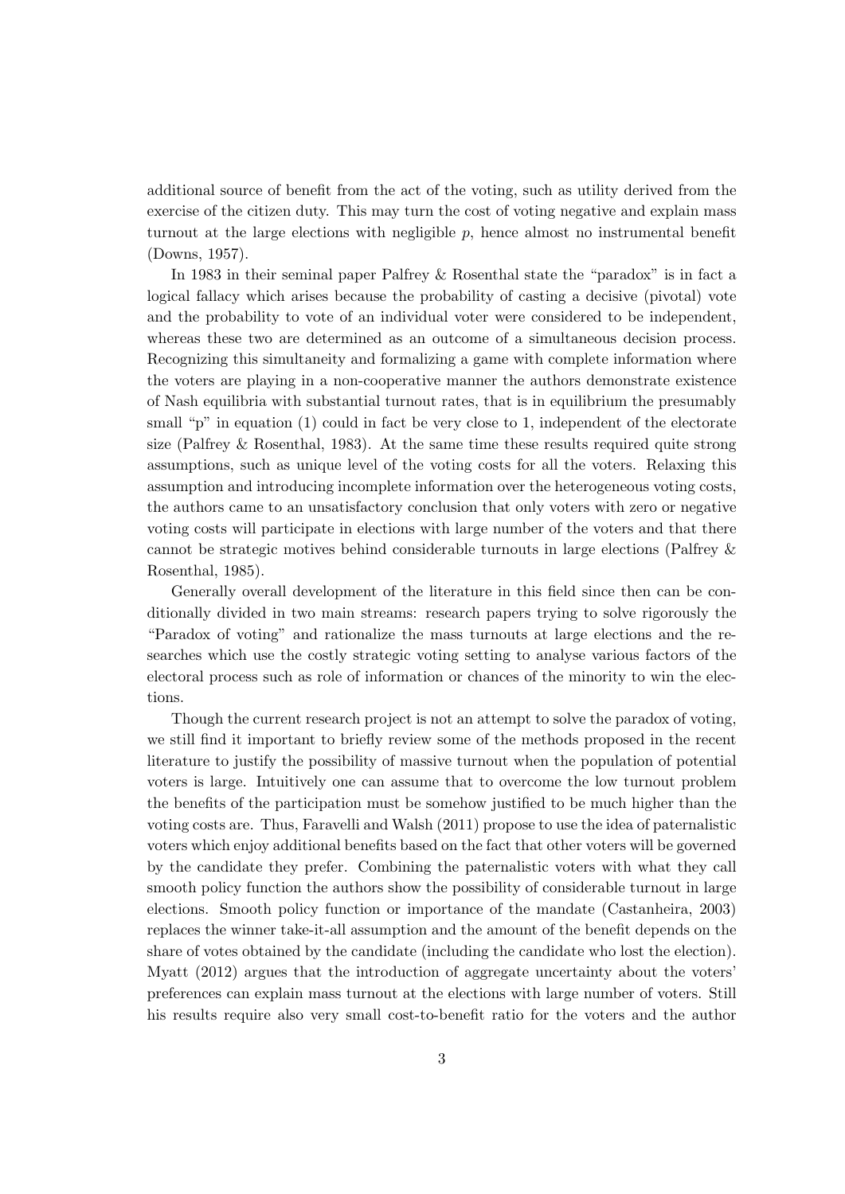additional source of benefit from the act of the voting, such as utility derived from the exercise of the citizen duty. This may turn the cost of voting negative and explain mass turnout at the large elections with negligible $p$, hence almost no instrumental benefit (Downs, 1957).

In 1983 in their seminal paper Palfrey & Rosenthal state the "paradox" is in fact a logical fallacy which arises because the probability of casting a decisive (pivotal) vote and the probability to vote of an individual voter were considered to be independent, whereas these two are determined as an outcome of a simultaneous decision process. Recognizing this simultaneity and formalizing a game with complete information where the voters are playing in a non-cooperative manner the authors demonstrate existence of Nash equilibria with substantial turnout rates, that is in equilibrium the presumably small "p" in equation (1) could in fact be very close to 1, independent of the electorate size (Palfrey & Rosenthal, 1983). At the same time these results required quite strong assumptions, such as unique level of the voting costs for all the voters. Relaxing this assumption and introducing incomplete information over the heterogeneous voting costs, the authors came to an unsatisfactory conclusion that only voters with zero or negative voting costs will participate in elections with large number of the voters and that there cannot be strategic motives behind considerable turnouts in large elections (Palfrey & Rosenthal, 1985).

Generally overall development of the literature in this field since then can be conditionally divided in two main streams: research papers trying to solve rigorously the "Paradox of voting" and rationalize the mass turnouts at large elections and the researches which use the costly strategic voting setting to analyse various factors of the electoral process such as role of information or chances of the minority to win the elections.

Though the current research project is not an attempt to solve the paradox of voting, we still find it important to briefly review some of the methods proposed in the recent literature to justify the possibility of massive turnout when the population of potential voters is large. Intuitively one can assume that to overcome the low turnout problem the benefits of the participation must be somehow justified to be much higher than the voting costs are. Thus, Faravelli and Walsh (2011) propose to use the idea of paternalistic voters which enjoy additional benefits based on the fact that other voters will be governed by the candidate they prefer. Combining the paternalistic voters with what they call smooth policy function the authors show the possibility of considerable turnout in large elections. Smooth policy function or importance of the mandate (Castanheira, 2003) replaces the winner take-it-all assumption and the amount of the benefit depends on the share of votes obtained by the candidate (including the candidate who lost the election). Myatt (2012) argues that the introduction of aggregate uncertainty about the voters' preferences can explain mass turnout at the elections with large number of voters. Still his results require also very small cost-to-benefit ratio for the voters and the author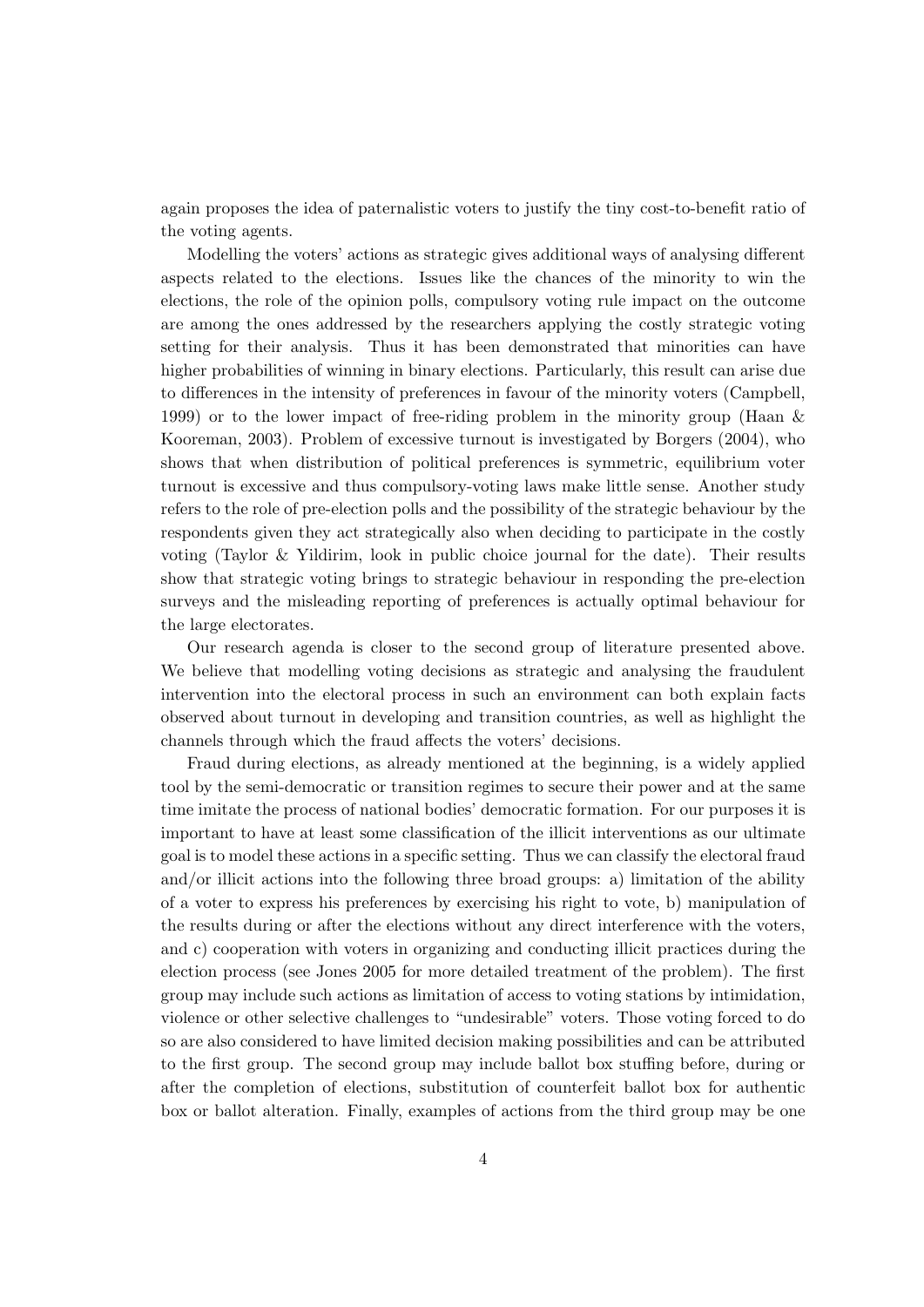again proposes the idea of paternalistic voters to justify the tiny cost-to-benefit ratio of the voting agents.

Modelling the voters' actions as strategic gives additional ways of analysing different aspects related to the elections. Issues like the chances of the minority to win the elections, the role of the opinion polls, compulsory voting rule impact on the outcome are among the ones addressed by the researchers applying the costly strategic voting setting for their analysis. Thus it has been demonstrated that minorities can have higher probabilities of winning in binary elections. Particularly, this result can arise due to differences in the intensity of preferences in favour of the minority voters (Campbell, 1999) or to the lower impact of free-riding problem in the minority group (Haan & Kooreman, 2003). Problem of excessive turnout is investigated by Borgers (2004), who shows that when distribution of political preferences is symmetric, equilibrium voter turnout is excessive and thus compulsory-voting laws make little sense. Another study refers to the role of pre-election polls and the possibility of the strategic behaviour by the respondents given they act strategically also when deciding to participate in the costly voting (Taylor & Yildirim, look in public choice journal for the date). Their results show that strategic voting brings to strategic behaviour in responding the pre-election surveys and the misleading reporting of preferences is actually optimal behaviour for the large electorates.

Our research agenda is closer to the second group of literature presented above. We believe that modelling voting decisions as strategic and analysing the fraudulent intervention into the electoral process in such an environment can both explain facts observed about turnout in developing and transition countries, as well as highlight the channels through which the fraud affects the voters' decisions.

Fraud during elections, as already mentioned at the beginning, is a widely applied tool by the semi-democratic or transition regimes to secure their power and at the same time imitate the process of national bodies' democratic formation. For our purposes it is important to have at least some classification of the illicit interventions as our ultimate goal is to model these actions in a specific setting. Thus we can classify the electoral fraud and/or illicit actions into the following three broad groups: a) limitation of the ability of a voter to express his preferences by exercising his right to vote, b) manipulation of the results during or after the elections without any direct interference with the voters, and c) cooperation with voters in organizing and conducting illicit practices during the election process (see Jones 2005 for more detailed treatment of the problem). The first group may include such actions as limitation of access to voting stations by intimidation, violence or other selective challenges to "undesirable" voters. Those voting forced to do so are also considered to have limited decision making possibilities and can be attributed to the first group. The second group may include ballot box stuffing before, during or after the completion of elections, substitution of counterfeit ballot box for authentic box or ballot alteration. Finally, examples of actions from the third group may be one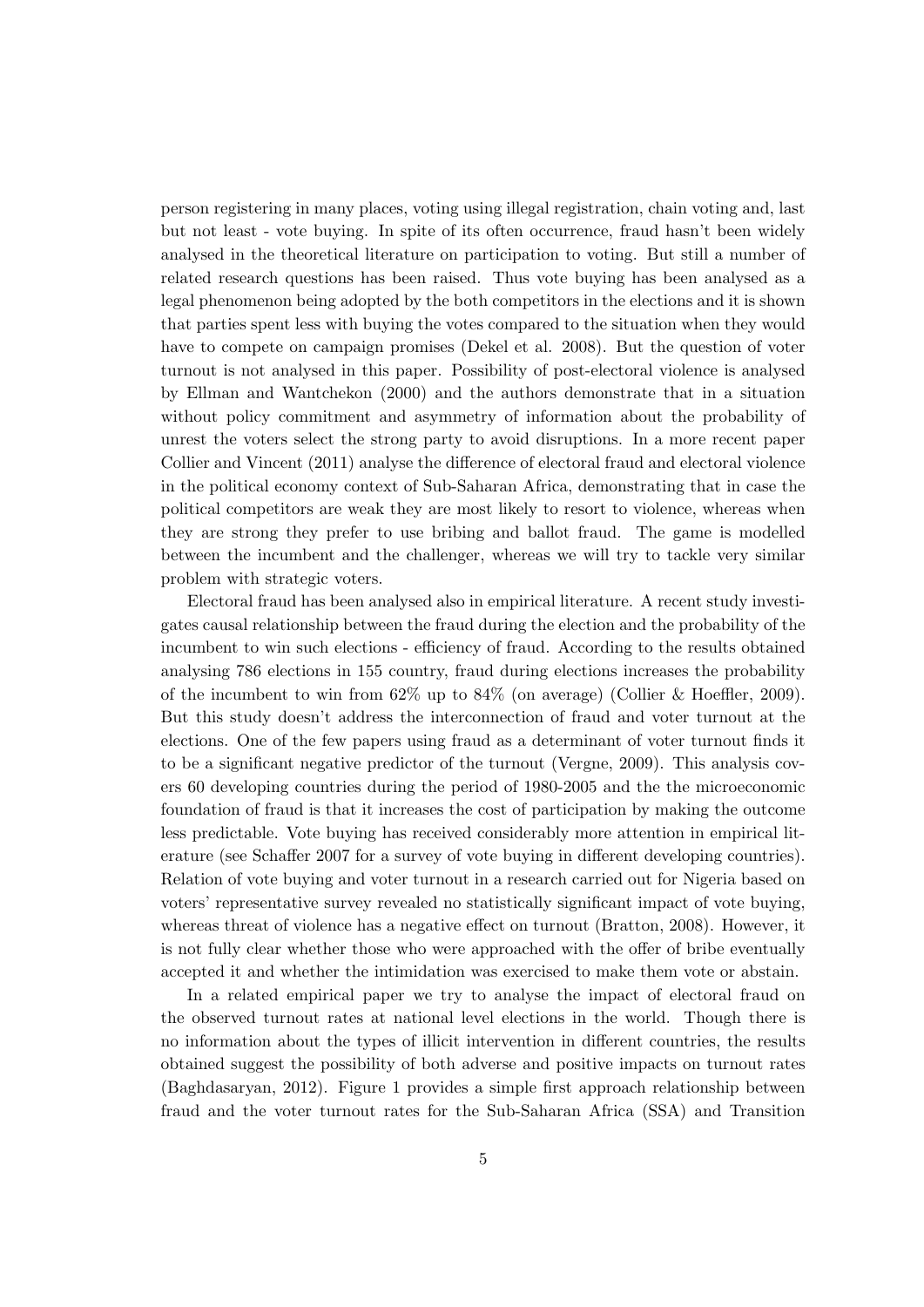person registering in many places, voting using illegal registration, chain voting and, last but not least - vote buying. In spite of its often occurrence, fraud hasn't been widely analysed in the theoretical literature on participation to voting. But still a number of related research questions has been raised. Thus vote buying has been analysed as a legal phenomenon being adopted by the both competitors in the elections and it is shown that parties spent less with buying the votes compared to the situation when they would have to compete on campaign promises (Dekel et al. 2008). But the question of voter turnout is not analysed in this paper. Possibility of post-electoral violence is analysed by Ellman and Wantchekon (2000) and the authors demonstrate that in a situation without policy commitment and asymmetry of information about the probability of unrest the voters select the strong party to avoid disruptions. In a more recent paper Collier and Vincent (2011) analyse the difference of electoral fraud and electoral violence in the political economy context of Sub-Saharan Africa, demonstrating that in case the political competitors are weak they are most likely to resort to violence, whereas when they are strong they prefer to use bribing and ballot fraud. The game is modelled between the incumbent and the challenger, whereas we will try to tackle very similar problem with strategic voters.

Electoral fraud has been analysed also in empirical literature. A recent study investigates causal relationship between the fraud during the election and the probability of the incumbent to win such elections - efficiency of fraud. According to the results obtained analysing 786 elections in 155 country, fraud during elections increases the probability of the incumbent to win from 62% up to 84% (on average) (Collier & Hoeffler, 2009). But this study doesn't address the interconnection of fraud and voter turnout at the elections. One of the few papers using fraud as a determinant of voter turnout finds it to be a significant negative predictor of the turnout (Vergne, 2009). This analysis covers 60 developing countries during the period of 1980-2005 and the the microeconomic foundation of fraud is that it increases the cost of participation by making the outcome less predictable. Vote buying has received considerably more attention in empirical literature (see Schaffer 2007 for a survey of vote buying in different developing countries). Relation of vote buying and voter turnout in a research carried out for Nigeria based on voters' representative survey revealed no statistically significant impact of vote buying, whereas threat of violence has a negative effect on turnout (Bratton, 2008). However, it is not fully clear whether those who were approached with the offer of bribe eventually accepted it and whether the intimidation was exercised to make them vote or abstain.

In a related empirical paper we try to analyse the impact of electoral fraud on the observed turnout rates at national level elections in the world. Though there is no information about the types of illicit intervention in different countries, the results obtained suggest the possibility of both adverse and positive impacts on turnout rates (Baghdasaryan, 2012). Figure 1 provides a simple first approach relationship between fraud and the voter turnout rates for the Sub-Saharan Africa (SSA) and Transition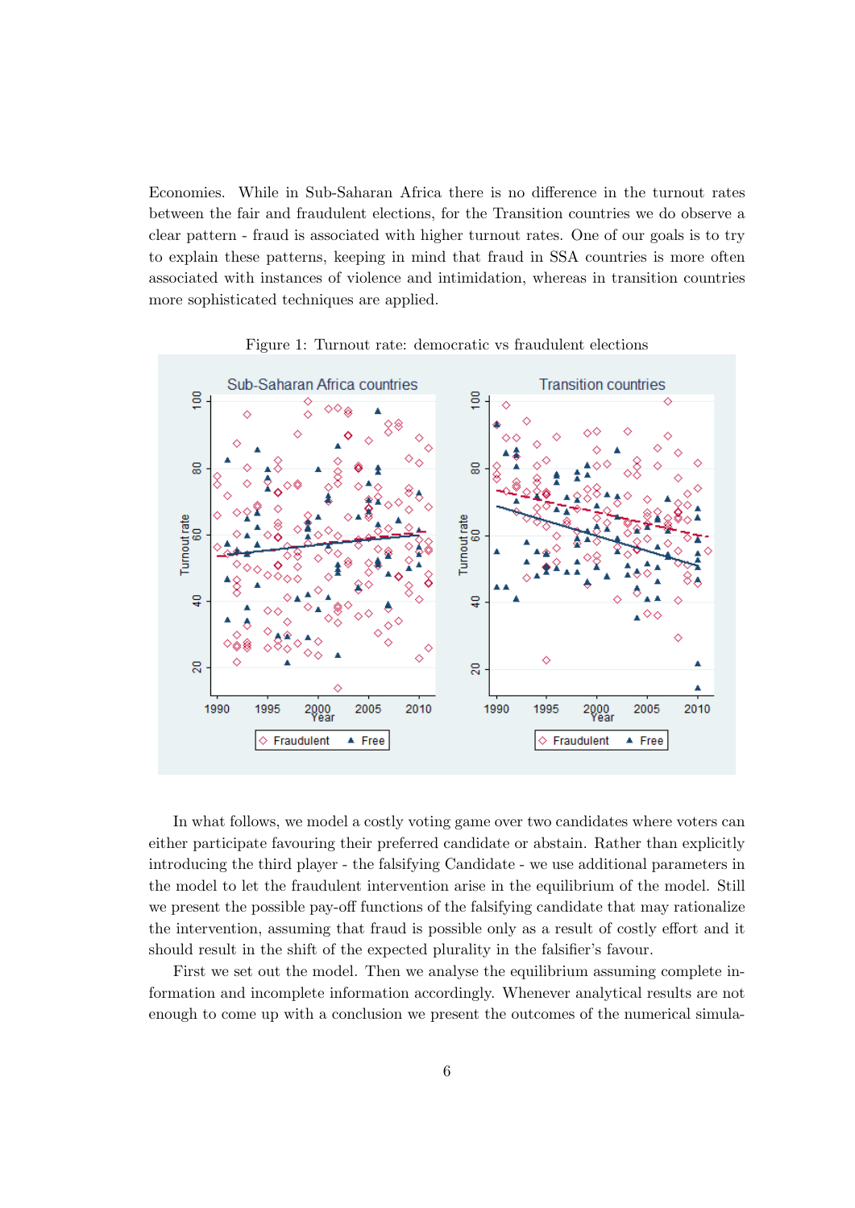Economies. While in Sub-Saharan Africa there is no difference in the turnout rates between the fair and fraudulent elections, for the Transition countries we do observe a clear pattern - fraud is associated with higher turnout rates. One of our goals is to try to explain these patterns, keeping in mind that fraud in SSA countries is more often associated with instances of violence and intimidation, whereas in transition countries more sophisticated techniques are applied.

Figure 1: Turnout rate: democratic vs fraudulent elections

In what follows, we model a costly voting game over two candidates where voters can either participate favouring their preferred candidate or abstain. Rather than explicitly introducing the third player - the falsifying Candidate - we use additional parameters in the model to let the fraudulent intervention arise in the equilibrium of the model. Still we present the possible pay-off functions of the falsifying candidate that may rationalize the intervention, assuming that fraud is possible only as a result of costly effort and it should result in the shift of the expected plurality in the falsifier's favour.

First we set out the model. Then we analyse the equilibrium assuming complete information and incomplete information accordingly. Whenever analytical results are not enough to come up with a conclusion we present the outcomes of the numerical simula-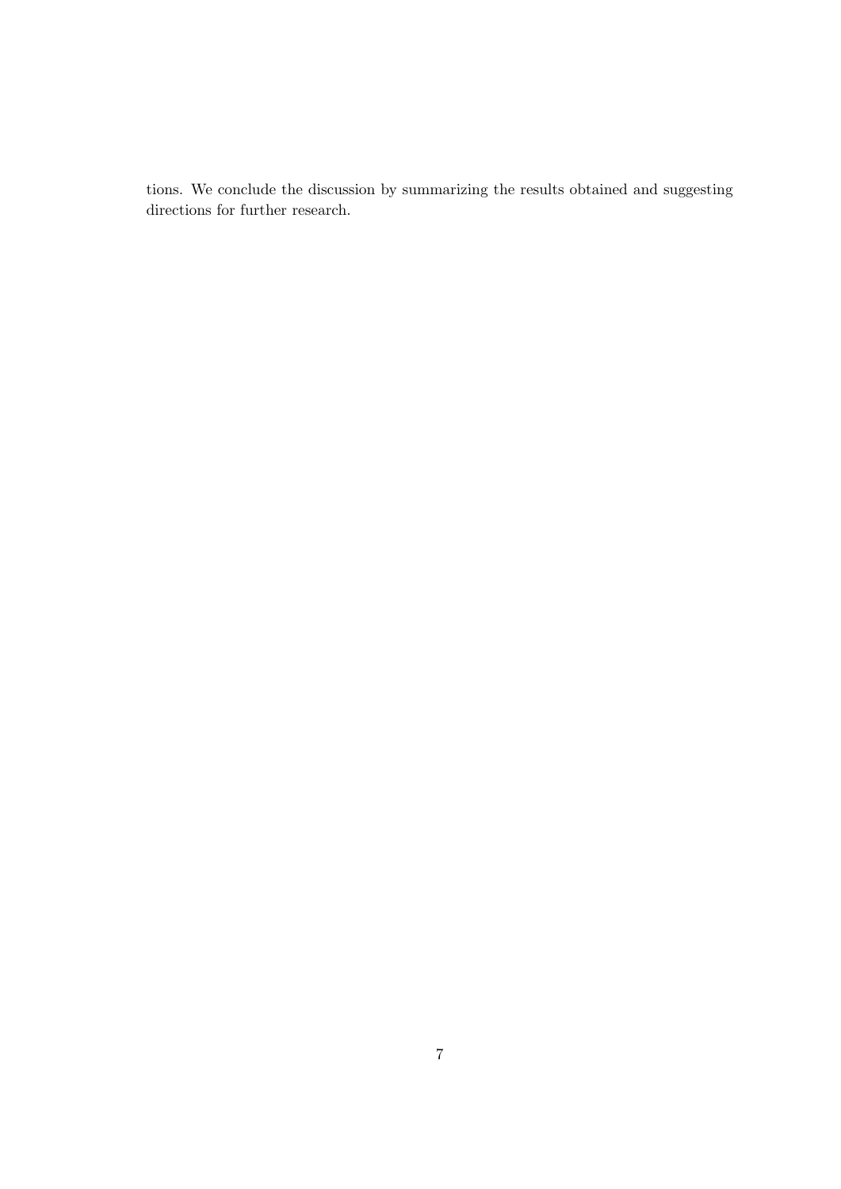tions. We conclude the discussion by summarizing the results obtained and suggesting directions for further research.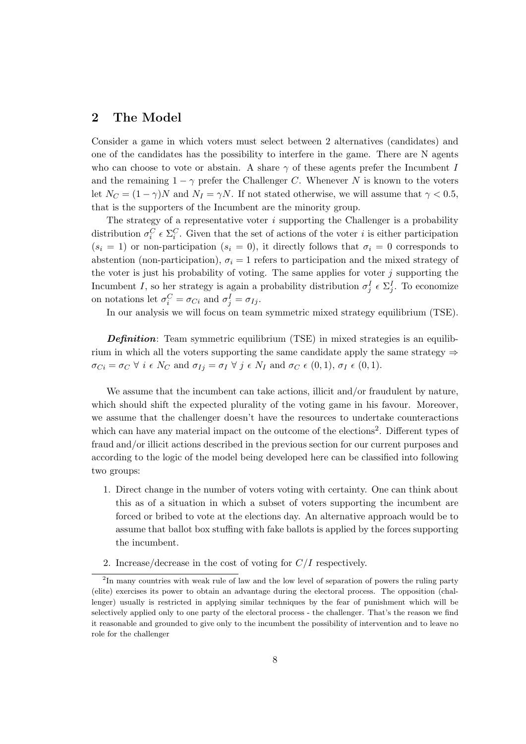## 2 The Model

Consider a game in which voters must select between 2 alternatives (candidates) and one of the candidates has the possibility to interfere in the game. There are N agents who can choose to vote or abstain. A share $\gamma$ of these agents prefer the Incumbent $I$ and the remaining $1-\gamma$ prefer the Challenger $C$. Whenever $N$ is known to the voters let $N_C = (1-\gamma)N$ and $N_I = \gamma N$. If not stated otherwise, we will assume that $\gamma < 0.5$, that is the supporters of the Incumbent are the minority group.

The strategy of a representative voter $i$ supporting the Challenger is a probability distribution $\sigma_i^C \; \epsilon \; \Sigma_i^C$. Given that the set of actions of the voter $i$ is either participation ($s_i = 1$) or non-participation ($s_i = 0$), it directly follows that $\sigma_i = 0$ corresponds to abstention (non-participation), $\sigma_i = 1$ refers to participation and the mixed strategy of the voter is just his probability of voting. The same applies for voter $j$ supporting the Incumbent $I$, so her strategy is again a probability distribution $\sigma_j^I \; \epsilon \; \Sigma_j^I$. To economize on notations let $\sigma_i^C = \sigma_{Ci}$ and $\sigma_j^I = \sigma_{Ij}$.

In our analysis we will focus on team symmetric mixed strategy equilibrium (TSE).

***Definition***: Team symmetric equilibrium (TSE) in mixed strategies is an equilibrium in which all the voters supporting the same candidate apply the same strategy $\Rightarrow$ $\sigma_{Ci} = \sigma_C \; \forall \; i \; \epsilon \; N_C$ and $\sigma_{Ij} = \sigma_I \; \forall \; j \; \epsilon \; N_I$ and $\sigma_C \; \epsilon \; (0,1)$, $\sigma_I \; \epsilon \; (0,1)$.

We assume that the incumbent can take actions, illicit and/or fraudulent by nature, which should shift the expected plurality of the voting game in his favour. Moreover, we assume that the challenger doesn't have the resources to undertake counteractions which can have any material impact on the outcome of the elections[2]. Different types of fraud and/or illicit actions described in the previous section for our current purposes and according to the logic of the model being developed here can be classified into following two groups:

1. Direct change in the number of voters voting with certainty. One can think about this as of a situation in which a subset of voters supporting the incumbent are forced or bribed to vote at the elections day. An alternative approach would be to assume that ballot box stuffing with fake ballots is applied by the forces supporting the incumbent.

2. Increase/decrease in the cost of voting for $C/I$ respectively.

[2]In many countries with weak rule of law and the low level of separation of powers the ruling party (elite) exercises its power to obtain an advantage during the electoral process. The opposition (challenger) usually is restricted in applying similar techniques by the fear of punishment which will be selectively applied only to one party of the electoral process - the challenger. That's the reason we find it reasonable and grounded to give only to the incumbent the possibility of intervention and to leave no role for the challenger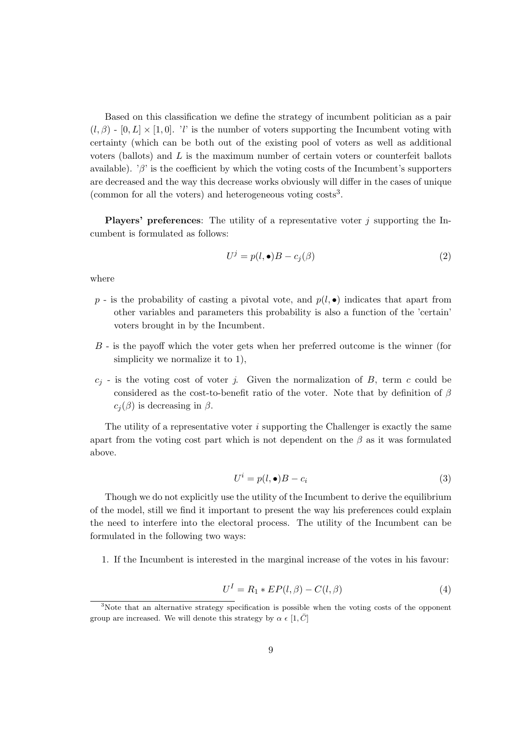Based on this classification we define the strategy of incumbent politician as a pair $(l, \beta)$ - $[0, L] \times [1, 0]$. '$l$' is the number of voters supporting the Incumbent voting with certainty (which can be both out of the existing pool of voters as well as additional voters (ballots) and $L$ is the maximum number of certain voters or counterfeit ballots available). '$\beta$' is the coefficient by which the voting costs of the Incumbent's supporters are decreased and the way this decrease works obviously will differ in the cases of unique (common for all the voters) and heterogeneous voting costs[3].

**Players' preferences**: The utility of a representative voter $j$ supporting the Incumbent is formulated as follows:

$$U^j = p(l, \bullet)B - c_j(\beta) \tag{2}$$

where

- $p$ - is the probability of casting a pivotal vote, and $p(l, \bullet)$ indicates that apart from other variables and parameters this probability is also a function of the 'certain' voters brought in by the Incumbent.
- $B$ - is the payoff which the voter gets when her preferred outcome is the winner (for simplicity we normalize it to 1),
- $c_j$ - is the voting cost of voter $j$. Given the normalization of $B$, term $c$ could be considered as the cost-to-benefit ratio of the voter. Note that by definition of $\beta$ $c_j(\beta)$ is decreasing in $\beta$.

The utility of a representative voter $i$ supporting the Challenger is exactly the same apart from the voting cost part which is not dependent on the $\beta$ as it was formulated above.

$$U^i = p(l, \bullet)B - c_i \tag{3}$$

Though we do not explicitly use the utility of the Incumbent to derive the equilibrium of the model, still we find it important to present the way his preferences could explain the need to interfere into the electoral process. The utility of the Incumbent can be formulated in the following two ways:

1. If the Incumbent is interested in the marginal increase of the votes in his favour:

$$U^I = R_1 * EP(l, \beta) - C(l, \beta) \tag{4}$$

[3]Note that an alternative strategy specification is possible when the voting costs of the opponent group are increased. We will denote this strategy by $\alpha \in [1, \bar{C}]$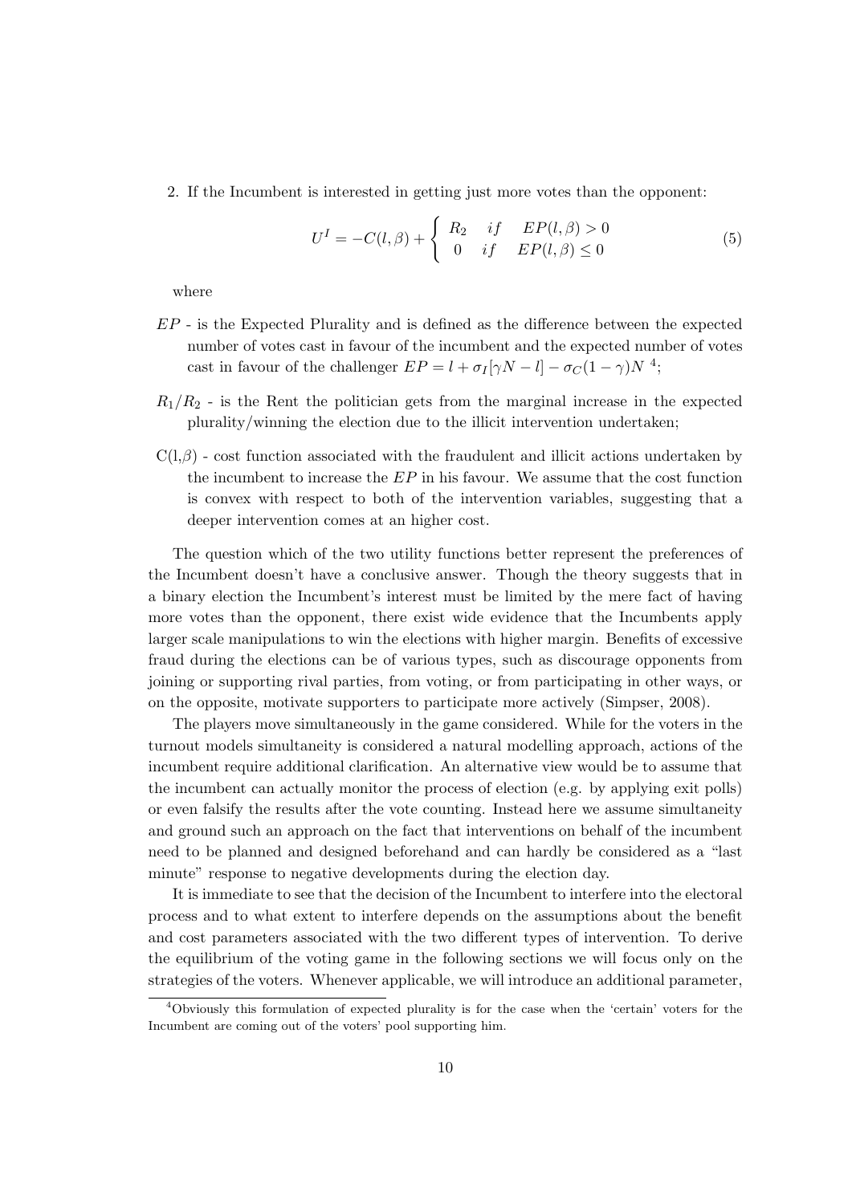2. If the Incumbent is interested in getting just more votes than the opponent:

$$U^I = -C(l,\beta) + \begin{cases} R_2 & if \quad EP(l,\beta) > 0 \\ 0 & if \quad EP(l,\beta) \leq 0 \end{cases} \tag{5}$$

where

$EP$ - is the Expected Plurality and is defined as the difference between the expected number of votes cast in favour of the incumbent and the expected number of votes cast in favour of the challenger $EP = l + \sigma_I[\gamma N - l] - \sigma_C(1-\gamma)N$ [4];

$R_1/R_2$ - is the Rent the politician gets from the marginal increase in the expected plurality/winning the election due to the illicit intervention undertaken;

C(l,$\beta$) - cost function associated with the fraudulent and illicit actions undertaken by the incumbent to increase the $EP$ in his favour. We assume that the cost function is convex with respect to both of the intervention variables, suggesting that a deeper intervention comes at an higher cost.

The question which of the two utility functions better represent the preferences of the Incumbent doesn't have a conclusive answer. Though the theory suggests that in a binary election the Incumbent's interest must be limited by the mere fact of having more votes than the opponent, there exist wide evidence that the Incumbents apply larger scale manipulations to win the elections with higher margin. Benefits of excessive fraud during the elections can be of various types, such as discourage opponents from joining or supporting rival parties, from voting, or from participating in other ways, or on the opposite, motivate supporters to participate more actively (Simpser, 2008).

The players move simultaneously in the game considered. While for the voters in the turnout models simultaneity is considered a natural modelling approach, actions of the incumbent require additional clarification. An alternative view would be to assume that the incumbent can actually monitor the process of election (e.g. by applying exit polls) or even falsify the results after the vote counting. Instead here we assume simultaneity and ground such an approach on the fact that interventions on behalf of the incumbent need to be planned and designed beforehand and can hardly be considered as a "last minute" response to negative developments during the election day.

It is immediate to see that the decision of the Incumbent to interfere into the electoral process and to what extent to interfere depends on the assumptions about the benefit and cost parameters associated with the two different types of intervention. To derive the equilibrium of the voting game in the following sections we will focus only on the strategies of the voters. Whenever applicable, we will introduce an additional parameter,

[4] Obviously this formulation of expected plurality is for the case when the 'certain' voters for the Incumbent are coming out of the voters' pool supporting him.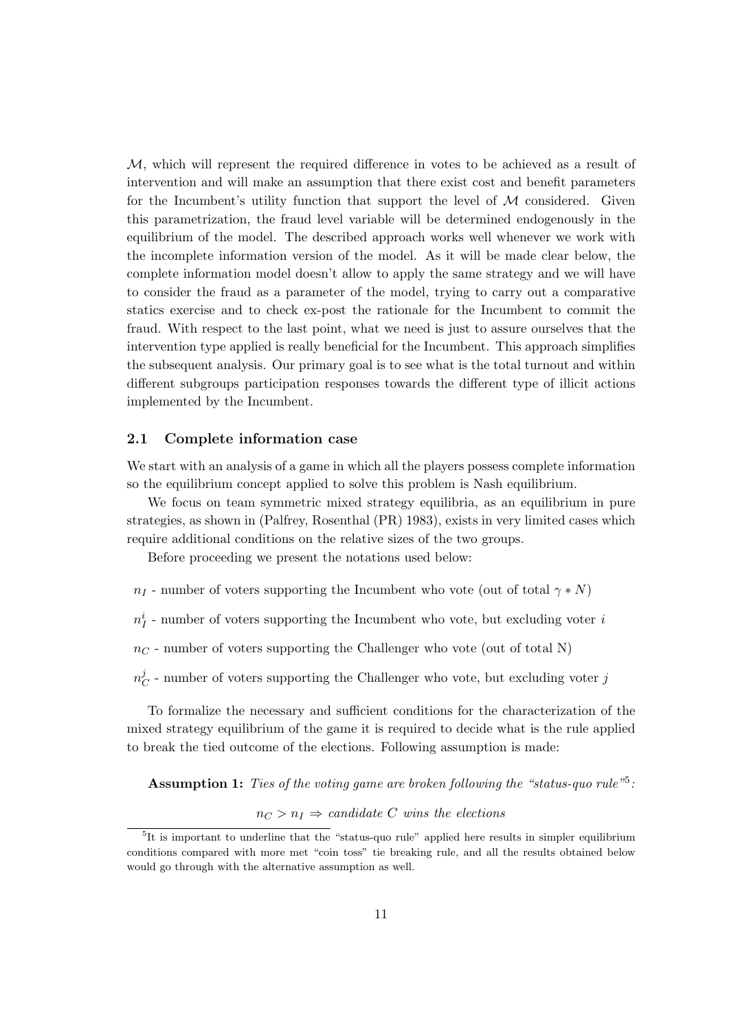$\mathcal{M}$, which will represent the required difference in votes to be achieved as a result of intervention and will make an assumption that there exist cost and benefit parameters for the Incumbent's utility function that support the level of $\mathcal{M}$ considered. Given this parametrization, the fraud level variable will be determined endogenously in the equilibrium of the model. The described approach works well whenever we work with the incomplete information version of the model. As it will be made clear below, the complete information model doesn't allow to apply the same strategy and we will have to consider the fraud as a parameter of the model, trying to carry out a comparative statics exercise and to check ex-post the rationale for the Incumbent to commit the fraud. With respect to the last point, what we need is just to assure ourselves that the intervention type applied is really beneficial for the Incumbent. This approach simplifies the subsequent analysis. Our primary goal is to see what is the total turnout and within different subgroups participation responses towards the different type of illicit actions implemented by the Incumbent.

### 2.1 Complete information case

We start with an analysis of a game in which all the players possess complete information so the equilibrium concept applied to solve this problem is Nash equilibrium.

We focus on team symmetric mixed strategy equilibria, as an equilibrium in pure strategies, as shown in (Palfrey, Rosenthal (PR) 1983), exists in very limited cases which require additional conditions on the relative sizes of the two groups.

Before proceeding we present the notations used below:

$n_I$ - number of voters supporting the Incumbent who vote (out of total $\gamma * N$)

$n_I^i$ - number of voters supporting the Incumbent who vote, but excluding voter $i$

$n_C$ - number of voters supporting the Challenger who vote (out of total N)

$n_C^j$ - number of voters supporting the Challenger who vote, but excluding voter $j$

To formalize the necessary and sufficient conditions for the characterization of the mixed strategy equilibrium of the game it is required to decide what is the rule applied to break the tied outcome of the elections. Following assumption is made:

**Assumption 1:** *Ties of the voting game are broken following the "status-quo rule"*[5]*:*

$$n_C > n_I \Rightarrow \text{candidate } C \text{ wins the elections}$$

[5] It is important to underline that the "status-quo rule" applied here results in simpler equilibrium conditions compared with more met "coin toss" tie breaking rule, and all the results obtained below would go through with the alternative assumption as well.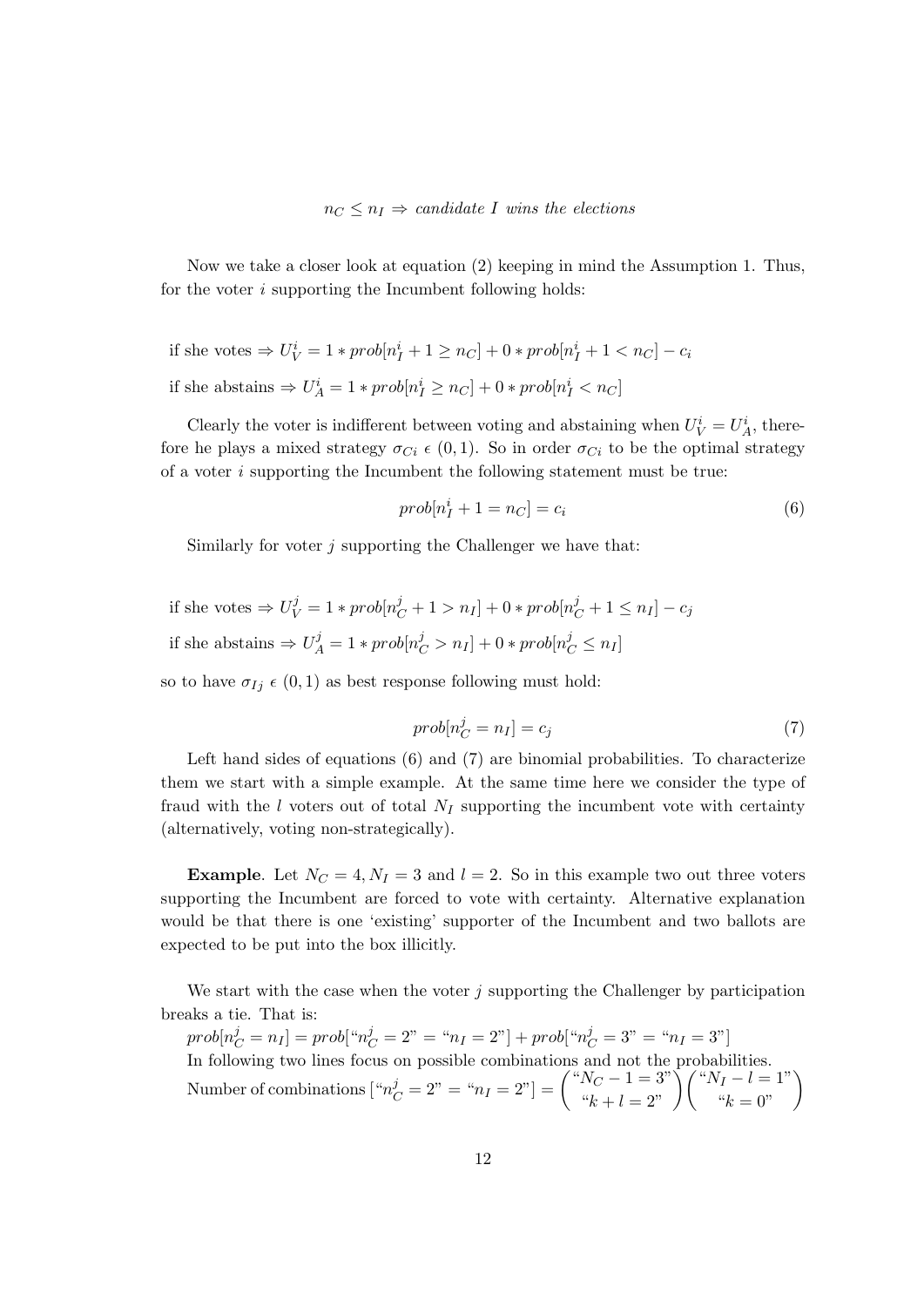$$n_C \leq n_I \Rightarrow \textit{candidate } I \textit{ wins the elections}$$

Now we take a closer look at equation (2) keeping in mind the Assumption 1. Thus, for the voter $i$ supporting the Incumbent following holds:

if she votes $\Rightarrow U_V^i = 1 * prob[n_I^i + 1 \geq n_C] + 0 * prob[n_I^i + 1 < n_C] - c_i$

if she abstains $\Rightarrow U_A^i = 1 * prob[n_I^i \geq n_C] + 0 * prob[n_I^i < n_C]$

Clearly the voter is indifferent between voting and abstaining when $U_V^i = U_A^i$, therefore he plays a mixed strategy $\sigma_{Ci} \in (0, 1)$. So in order $\sigma_{Ci}$ to be the optimal strategy of a voter $i$ supporting the Incumbent the following statement must be true:

$$prob[n_I^i + 1 = n_C] = c_i \tag{6}$$

Similarly for voter $j$ supporting the Challenger we have that:

if she votes $\Rightarrow U_V^j = 1 * prob[n_C^j + 1 > n_I] + 0 * prob[n_C^j + 1 \leq n_I] - c_j$

if she abstains $\Rightarrow U_A^j = 1 * prob[n_C^j > n_I] + 0 * prob[n_C^j \leq n_I]$

so to have $\sigma_{Ij} \in (0, 1)$ as best response following must hold:

$$prob[n_C^j = n_I] = c_j \tag{7}$$

Left hand sides of equations (6) and (7) are binomial probabilities. To characterize them we start with a simple example. At the same time here we consider the type of fraud with the $l$ voters out of total $N_I$ supporting the incumbent vote with certainty (alternatively, voting non-strategically).

**Example**. Let $N_C = 4, N_I = 3$ and $l = 2$. So in this example two out three voters supporting the Incumbent are forced to vote with certainty. Alternative explanation would be that there is one 'existing' supporter of the Incumbent and two ballots are expected to be put into the box illicitly.

We start with the case when the voter $j$ supporting the Challenger by participation breaks a tie. That is:

$prob[n_C^j = n_I] = prob[\text{“}n_C^j = 2\text{”} = \text{“}n_I = 2\text{”}] + prob[\text{“}n_C^j = 3\text{”} = \text{“}n_I = 3\text{”}]$

In following two lines focus on possible combinations and not the probabilities.

Number of combinations $[\text{“}n_C^j = 2\text{”} = \text{“}n_I = 2\text{”}] = \binom{\text{“}N_C - 1 = 3\text{”}}{\text{“}k + l = 2\text{”}} \binom{\text{“}N_I - l = 1\text{”}}{\text{“}k = 0\text{”}}$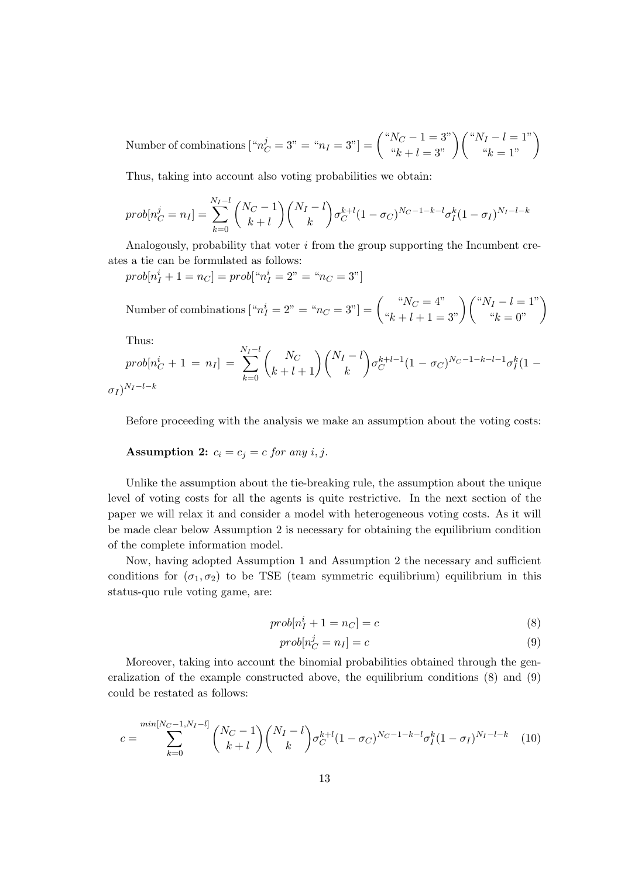$$\text{Number of combinations}\left[\text{“}n_C^j = 3\text{”} = \text{“}n_I = 3\text{”}\right] = \binom{\text{“}N_C - 1 = 3\text{”}}{\text{“}k + l = 3\text{”}}\binom{\text{“}N_I - l = 1\text{”}}{\text{“}k = 1\text{”}}$$

Thus, taking into account also voting probabilities we obtain:

$$prob[n_C^j = n_I] = \sum_{k=0}^{N_I - l} \binom{N_C - 1}{k + l}\binom{N_I - l}{k}\sigma_C^{k+l}(1 - \sigma_C)^{N_C - 1 - k - l}\sigma_I^k(1 - \sigma_I)^{N_I - l - k}$$

Analogously, probability that voter $i$ from the group supporting the Incumbent creates a tie can be formulated as follows:

$prob[n_I^i + 1 = n_C] = prob[\text{“}n_I^i = 2\text{”} = \text{“}n_C = 3\text{”}]$

$$\text{Number of combinations}\left[\text{“}n_I^i = 2\text{”} = \text{“}n_C = 3\text{”}\right] = \binom{\text{“}N_C = 4\text{”}}{\text{“}k + l + 1 = 3\text{”}}\binom{\text{“}N_I - l = 1\text{”}}{\text{“}k = 0\text{”}}$$

Thus:

$$prob[n_C^i + 1 = n_I] = \sum_{k=0}^{N_I - l} \binom{N_C}{k + l + 1}\binom{N_I - l}{k}\sigma_C^{k+l-1}(1 - \sigma_C)^{N_C - 1 - k - l - 1}\sigma_I^k(1 - \sigma_I)^{N_I - l - k}$$

Before proceeding with the analysis we make an assumption about the voting costs:

**Assumption 2:** *$c_i = c_j = c$ for any $i, j$.*

Unlike the assumption about the tie-breaking rule, the assumption about the unique level of voting costs for all the agents is quite restrictive. In the next section of the paper we will relax it and consider a model with heterogeneous voting costs. As it will be made clear below Assumption 2 is necessary for obtaining the equilibrium condition of the complete information model.

Now, having adopted Assumption 1 and Assumption 2 the necessary and sufficient conditions for $(\sigma_1, \sigma_2)$ to be TSE (team symmetric equilibrium) equilibrium in this status-quo rule voting game, are:

$$prob[n_I^i + 1 = n_C] = c \tag{8}$$

$$prob[n_C^j = n_I] = c \tag{9}$$

Moreover, taking into account the binomial probabilities obtained through the generalization of the example constructed above, the equilibrium conditions (8) and (9) could be restated as follows:

$$c = \sum_{k=0}^{min[N_C - 1, N_I - l]} \binom{N_C - 1}{k + l}\binom{N_I - l}{k}\sigma_C^{k+l}(1 - \sigma_C)^{N_C - 1 - k - l}\sigma_I^k(1 - \sigma_I)^{N_I - l - k} \tag{10}$$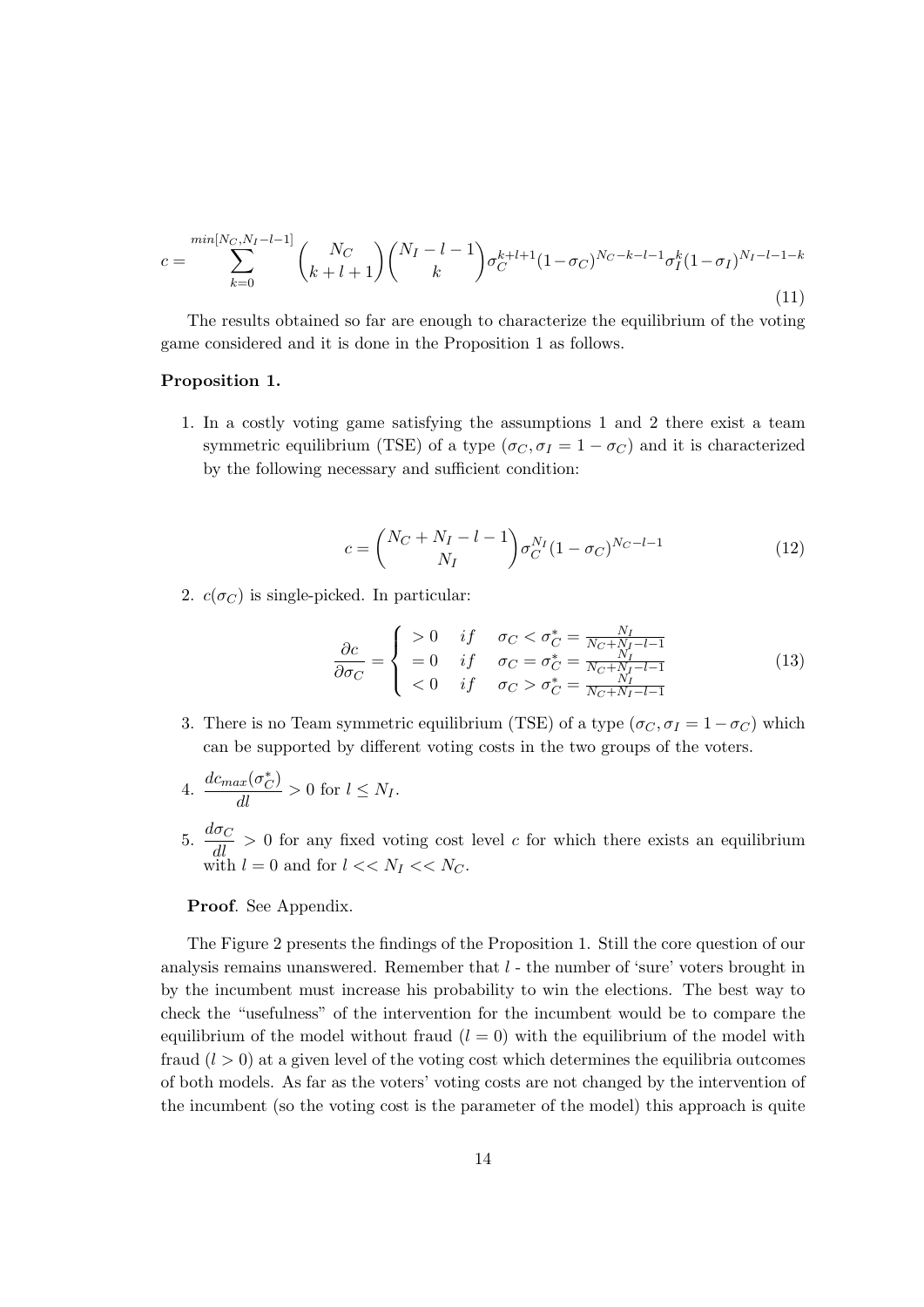$$c = \sum_{k=0}^{min[N_C, N_I - l - 1]} \binom{N_C}{k+l+1} \binom{N_I - l - 1}{k} \sigma_C^{k+l+1} (1-\sigma_C)^{N_C - k - l - 1} \sigma_I^k (1-\sigma_I)^{N_I - l - 1 - k} \tag{11}$$

The results obtained so far are enough to characterize the equilibrium of the voting game considered and it is done in the Proposition 1 as follows.

**Proposition 1.**

1. In a costly voting game satisfying the assumptions 1 and 2 there exist a team symmetric equilibrium (TSE) of a type $(\sigma_C, \sigma_I = 1 - \sigma_C)$ and it is characterized by the following necessary and sufficient condition:

$$c = \binom{N_C + N_I - l - 1}{N_I} \sigma_C^{N_I} (1 - \sigma_C)^{N_C - l - 1} \tag{12}$$

2. $c(\sigma_C)$ is single-picked. In particular:

$$\frac{\partial c}{\partial \sigma_C} = \begin{cases} > 0 & if \quad \sigma_C < \sigma_C^* = \frac{N_I}{N_C + N_I - l - 1} \\ = 0 & if \quad \sigma_C = \sigma_C^* = \frac{N_I}{N_C + N_I - l - 1} \\ < 0 & if \quad \sigma_C > \sigma_C^* = \frac{N_I}{N_C + N_I - l - 1} \end{cases} \tag{13}$$

3. There is no Team symmetric equilibrium (TSE) of a type $(\sigma_C, \sigma_I = 1 - \sigma_C)$ which can be supported by different voting costs in the two groups of the voters.

4. $\frac{dc_{max}(\sigma_C^*)}{dl} > 0$ for $l \leq N_I$.

5. $\frac{d\sigma_C}{dl} > 0$ for any fixed voting cost level $c$ for which there exists an equilibrium with $l = 0$ and for $l << N_I << N_C$.

**Proof**. See Appendix.

The Figure 2 presents the findings of the Proposition 1. Still the core question of our analysis remains unanswered. Remember that $l$ - the number of 'sure' voters brought in by the incumbent must increase his probability to win the elections. The best way to check the "usefulness" of the intervention for the incumbent would be to compare the equilibrium of the model without fraud ($l = 0$) with the equilibrium of the model with fraud ($l > 0$) at a given level of the voting cost which determines the equilibria outcomes of both models. As far as the voters' voting costs are not changed by the intervention of the incumbent (so the voting cost is the parameter of the model) this approach is quite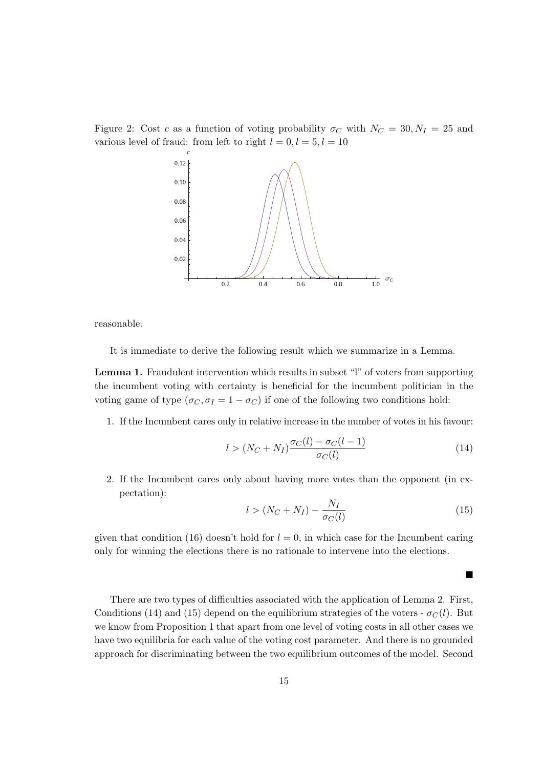Figure 2: Cost $c$ as a function of voting probability $\sigma_C$ with $N_C = 30, N_I = 25$ and various level of fraud: from left to right $l = 0, l = 5, l = 10$

reasonable.

It is immediate to derive the following result which we summarize in a Lemma.

**Lemma 1.** Fraudulent intervention which results in subset "l" of voters from supporting the incumbent voting with certainty is beneficial for the incumbent politician in the voting game of type $(\sigma_C, \sigma_I = 1 - \sigma_C)$ if one of the following two conditions hold:

1. If the Incumbent cares only in relative increase in the number of votes in his favour:

$$l > (N_C + N_I)\frac{\sigma_C(l) - \sigma_C(l-1)}{\sigma_C(l)} \tag{14}$$

2. If the Incumbent cares only about having more votes than the opponent (in expectation):

$$l > (N_C + N_I) - \frac{N_I}{\sigma_C(l)} \tag{15}$$

given that condition (16) doesn't hold for $l = 0$, in which case for the Incumbent caring only for winning the elections there is no rationale to intervene into the elections.

■

There are two types of difficulties associated with the application of Lemma 2. First, Conditions (14) and (15) depend on the equilibrium strategies of the voters - $\sigma_C(l)$. But we know from Proposition 1 that apart from one level of voting costs in all other cases we have two equilibria for each value of the voting cost parameter. And there is no grounded approach for discriminating between the two equilibrium outcomes of the model. Second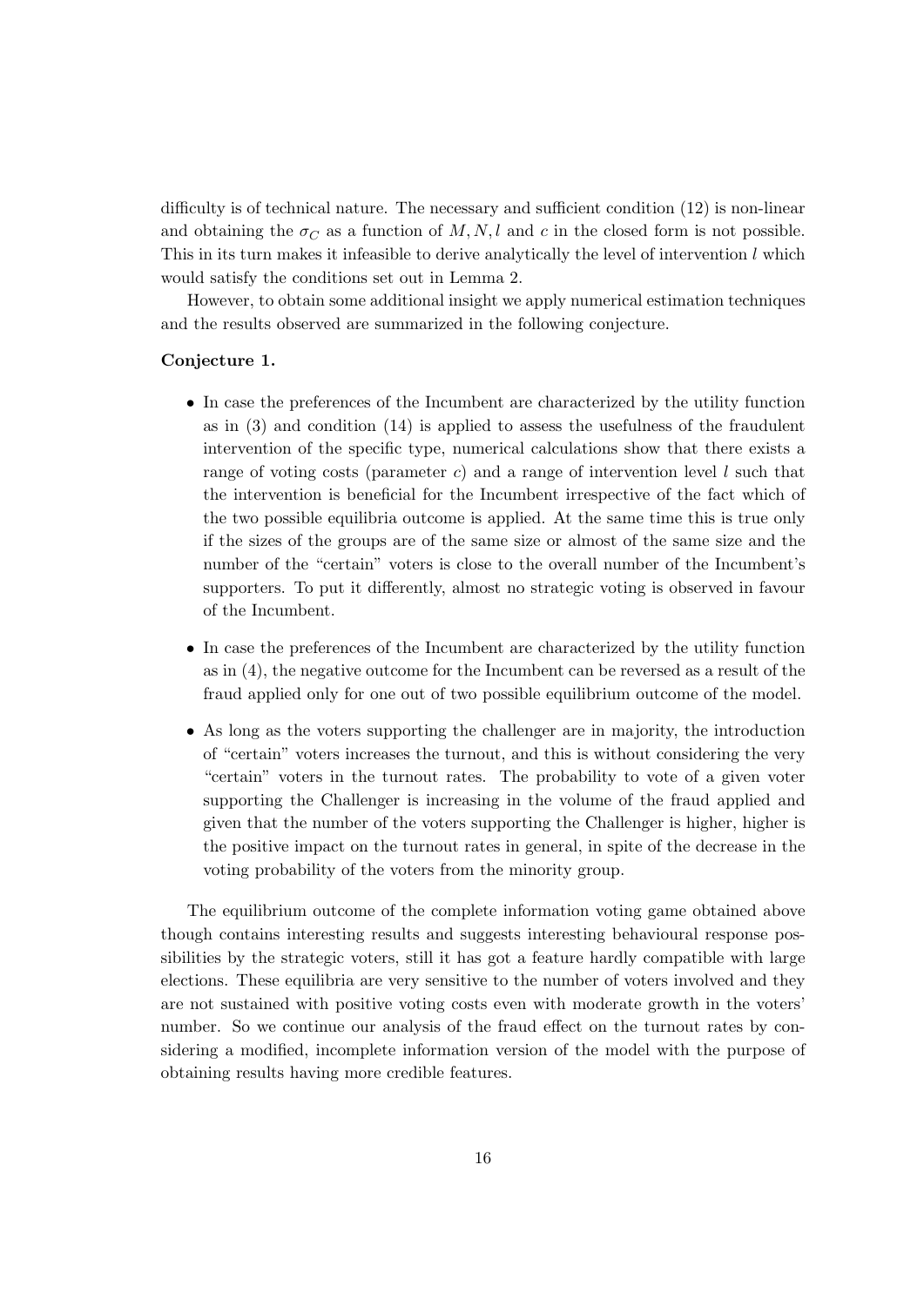difficulty is of technical nature. The necessary and sufficient condition (12) is non-linear and obtaining the $\sigma_C$ as a function of $M, N, l$ and $c$ in the closed form is not possible. This in its turn makes it infeasible to derive analytically the level of intervention $l$ which would satisfy the conditions set out in Lemma 2.

However, to obtain some additional insight we apply numerical estimation techniques and the results observed are summarized in the following conjecture.

**Conjecture 1.**

- In case the preferences of the Incumbent are characterized by the utility function as in (3) and condition (14) is applied to assess the usefulness of the fraudulent intervention of the specific type, numerical calculations show that there exists a range of voting costs (parameter $c$) and a range of intervention level $l$ such that the intervention is beneficial for the Incumbent irrespective of the fact which of the two possible equilibria outcome is applied. At the same time this is true only if the sizes of the groups are of the same size or almost of the same size and the number of the "certain" voters is close to the overall number of the Incumbent's supporters. To put it differently, almost no strategic voting is observed in favour of the Incumbent.

- In case the preferences of the Incumbent are characterized by the utility function as in (4), the negative outcome for the Incumbent can be reversed as a result of the fraud applied only for one out of two possible equilibrium outcome of the model.

- As long as the voters supporting the challenger are in majority, the introduction of "certain" voters increases the turnout, and this is without considering the very "certain" voters in the turnout rates. The probability to vote of a given voter supporting the Challenger is increasing in the volume of the fraud applied and given that the number of the voters supporting the Challenger is higher, higher is the positive impact on the turnout rates in general, in spite of the decrease in the voting probability of the voters from the minority group.

The equilibrium outcome of the complete information voting game obtained above though contains interesting results and suggests interesting behavioural response possibilities by the strategic voters, still it has got a feature hardly compatible with large elections. These equilibria are very sensitive to the number of voters involved and they are not sustained with positive voting costs even with moderate growth in the voters' number. So we continue our analysis of the fraud effect on the turnout rates by considering a modified, incomplete information version of the model with the purpose of obtaining results having more credible features.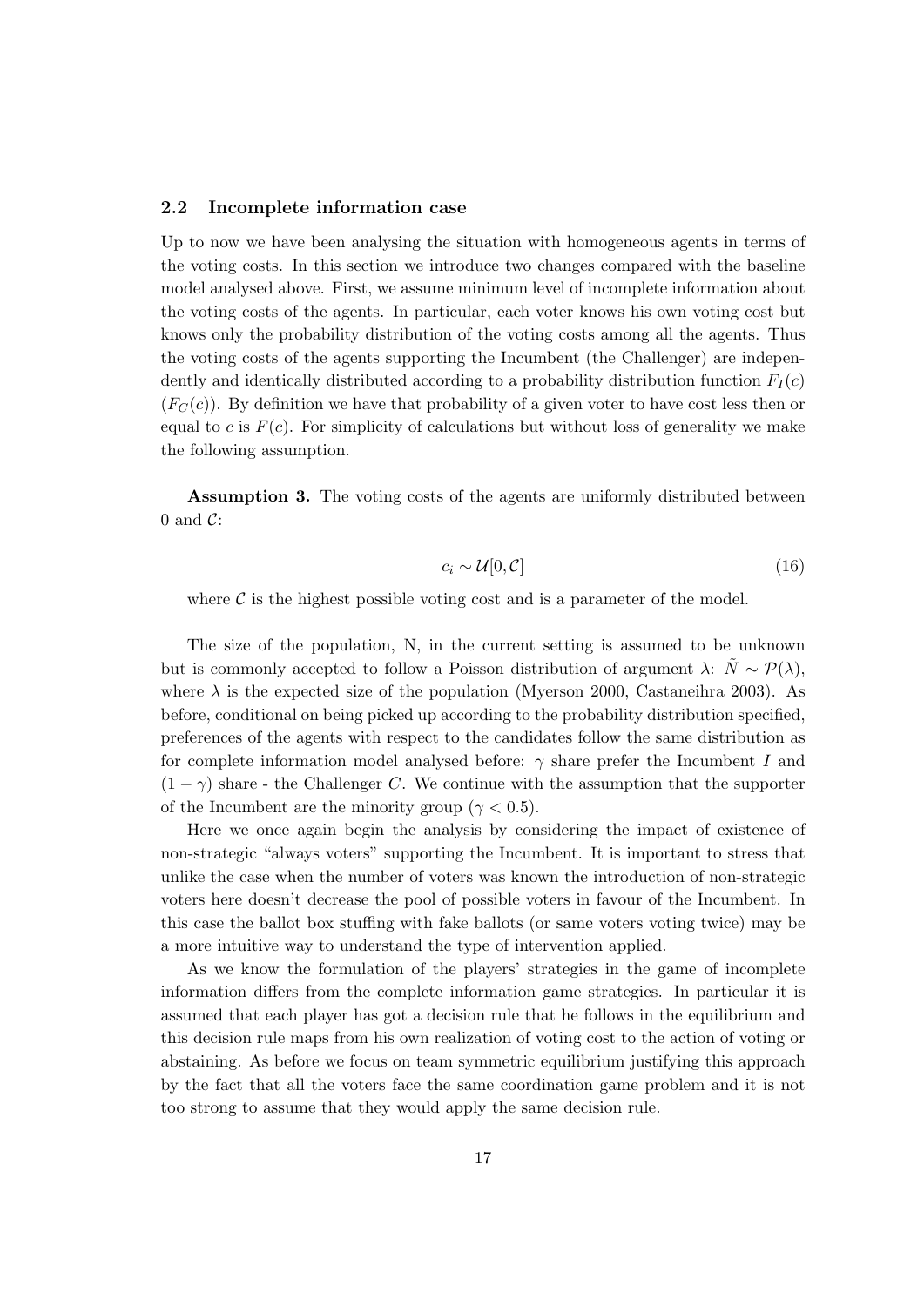### 2.2 Incomplete information case

Up to now we have been analysing the situation with homogeneous agents in terms of the voting costs. In this section we introduce two changes compared with the baseline model analysed above. First, we assume minimum level of incomplete information about the voting costs of the agents. In particular, each voter knows his own voting cost but knows only the probability distribution of the voting costs among all the agents. Thus the voting costs of the agents supporting the Incumbent (the Challenger) are independently and identically distributed according to a probability distribution function $F_I(c)$ ($F_C(c)$). By definition we have that probability of a given voter to have cost less then or equal to $c$ is $F(c)$. For simplicity of calculations but without loss of generality we make the following assumption.

**Assumption 3.** The voting costs of the agents are uniformly distributed between 0 and $\mathcal{C}$:

$$c_i \sim \mathcal{U}[0, \mathcal{C}] \tag{16}$$

where $\mathcal{C}$ is the highest possible voting cost and is a parameter of the model.

The size of the population, N, in the current setting is assumed to be unknown but is commonly accepted to follow a Poisson distribution of argument $\lambda$: $\tilde{N} \sim \mathcal{P}(\lambda)$, where $\lambda$ is the expected size of the population (Myerson 2000, Castaneihra 2003). As before, conditional on being picked up according to the probability distribution specified, preferences of the agents with respect to the candidates follow the same distribution as for complete information model analysed before: $\gamma$ share prefer the Incumbent $I$ and $(1-\gamma)$ share - the Challenger $C$. We continue with the assumption that the supporter of the Incumbent are the minority group ($\gamma < 0.5$).

Here we once again begin the analysis by considering the impact of existence of non-strategic "always voters" supporting the Incumbent. It is important to stress that unlike the case when the number of voters was known the introduction of non-strategic voters here doesn't decrease the pool of possible voters in favour of the Incumbent. In this case the ballot box stuffing with fake ballots (or same voters voting twice) may be a more intuitive way to understand the type of intervention applied.

As we know the formulation of the players' strategies in the game of incomplete information differs from the complete information game strategies. In particular it is assumed that each player has got a decision rule that he follows in the equilibrium and this decision rule maps from his own realization of voting cost to the action of voting or abstaining. As before we focus on team symmetric equilibrium justifying this approach by the fact that all the voters face the same coordination game problem and it is not too strong to assume that they would apply the same decision rule.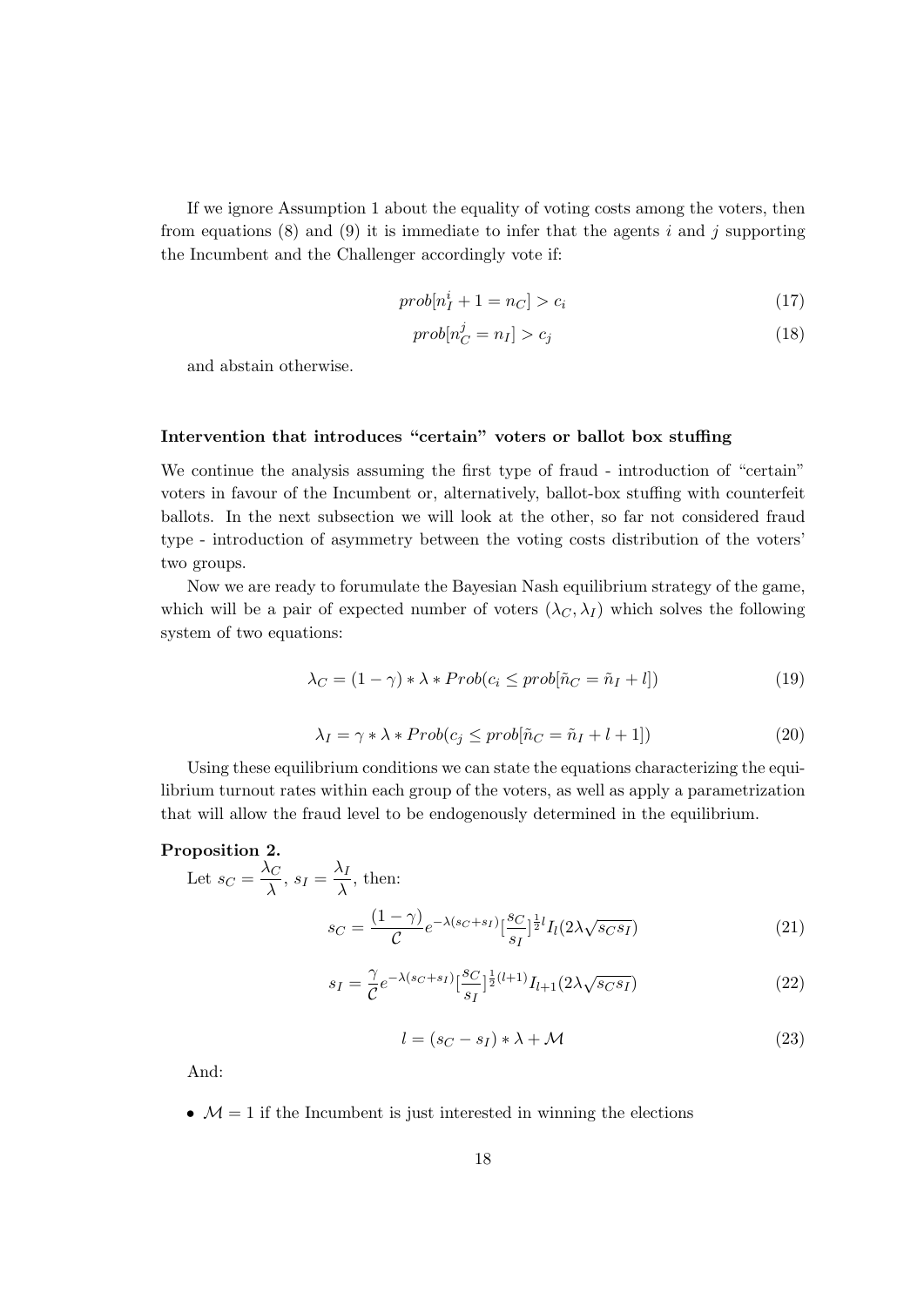If we ignore Assumption 1 about the equality of voting costs among the voters, then from equations (8) and (9) it is immediate to infer that the agents $i$ and $j$ supporting the Incumbent and the Challenger accordingly vote if:

$$prob[n_I^i + 1 = n_C] > c_i \tag{17}$$

$$prob[n_C^j = n_I] > c_j \tag{18}$$

and abstain otherwise.

**Intervention that introduces "certain" voters or ballot box stuffing**

We continue the analysis assuming the first type of fraud - introduction of "certain" voters in favour of the Incumbent or, alternatively, ballot-box stuffing with counterfeit ballots. In the next subsection we will look at the other, so far not considered fraud type - introduction of asymmetry between the voting costs distribution of the voters' two groups.

Now we are ready to forumulate the Bayesian Nash equilibrium strategy of the game, which will be a pair of expected number of voters $(\lambda_C, \lambda_I)$ which solves the following system of two equations:

$$\lambda_C = (1-\gamma) * \lambda * Prob(c_i \leq prob[\tilde{n}_C = \tilde{n}_I + l]) \tag{19}$$

$$\lambda_I = \gamma * \lambda * Prob(c_j \leq prob[\tilde{n}_C = \tilde{n}_I + l + 1]) \tag{20}$$

Using these equilibrium conditions we can state the equations characterizing the equilibrium turnout rates within each group of the voters, as well as apply a parametrization that will allow the fraud level to be endogenously determined in the equilibrium.

**Proposition 2.**
Let $s_C = \dfrac{\lambda_C}{\lambda}$, $s_I = \dfrac{\lambda_I}{\lambda}$, then:

$$s_C = \frac{(1-\gamma)}{\mathcal{C}} e^{-\lambda(s_C + s_I)} [\frac{s_C}{s_I}]^{\frac{1}{2}l} I_l(2\lambda\sqrt{s_C s_I}) \tag{21}$$

$$s_I = \frac{\gamma}{\mathcal{C}} e^{-\lambda(s_C + s_I)} [\frac{s_C}{s_I}]^{\frac{1}{2}(l+1)} I_{l+1}(2\lambda\sqrt{s_C s_I}) \tag{22}$$

$$l = (s_C - s_I) * \lambda + \mathcal{M} \tag{23}$$

And:

- $\mathcal{M} = 1$ if the Incumbent is just interested in winning the elections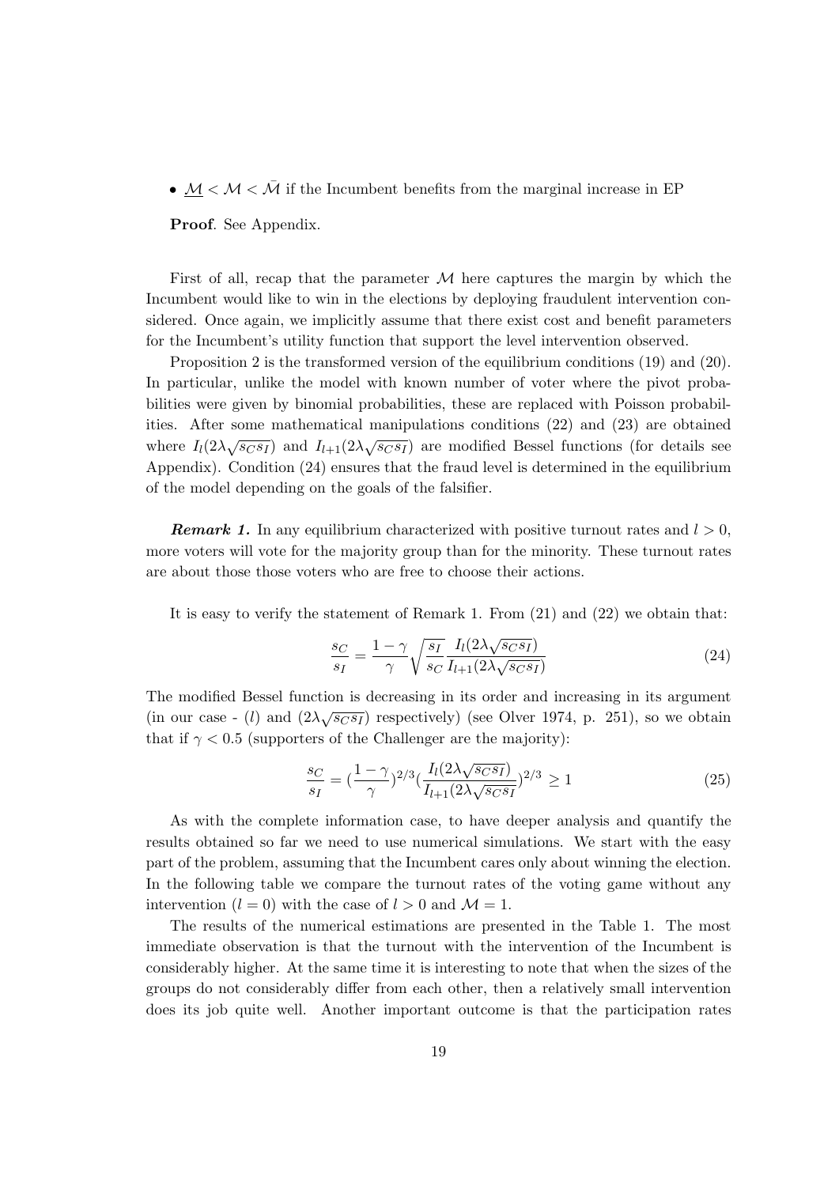- $\underline{\mathcal{M}} < \mathcal{M} < \bar{\mathcal{M}}$ if the Incumbent benefits from the marginal increase in EP

**Proof**. See Appendix.

First of all, recap that the parameter $\mathcal{M}$ here captures the margin by which the Incumbent would like to win in the elections by deploying fraudulent intervention considered. Once again, we implicitly assume that there exist cost and benefit parameters for the Incumbent's utility function that support the level intervention observed.

Proposition 2 is the transformed version of the equilibrium conditions (19) and (20). In particular, unlike the model with known number of voter where the pivot probabilities were given by binomial probabilities, these are replaced with Poisson probabilities. After some mathematical manipulations conditions (22) and (23) are obtained where $I_l(2\lambda\sqrt{s_C s_I})$ and $I_{l+1}(2\lambda\sqrt{s_C s_I})$ are modified Bessel functions (for details see Appendix). Condition (24) ensures that the fraud level is determined in the equilibrium of the model depending on the goals of the falsifier.

***Remark 1.*** In any equilibrium characterized with positive turnout rates and $l > 0$, more voters will vote for the majority group than for the minority. These turnout rates are about those those voters who are free to choose their actions.

It is easy to verify the statement of Remark 1. From (21) and (22) we obtain that:

$$\frac{s_C}{s_I} = \frac{1-\gamma}{\gamma}\sqrt{\frac{s_I}{s_C}}\frac{I_l(2\lambda\sqrt{s_C s_I})}{I_{l+1}(2\lambda\sqrt{s_C s_I})} \tag{24}$$

The modified Bessel function is decreasing in its order and increasing in its argument (in our case - ($l$) and ($2\lambda\sqrt{s_C s_I}$) respectively) (see Olver 1974, p. 251), so we obtain that if $\gamma < 0.5$ (supporters of the Challenger are the majority):

$$\frac{s_C}{s_I} = (\frac{1-\gamma}{\gamma})^{2/3}(\frac{I_l(2\lambda\sqrt{s_C s_I})}{I_{l+1}(2\lambda\sqrt{s_C s_I}})^{2/3} \geq 1 \tag{25}$$

As with the complete information case, to have deeper analysis and quantify the results obtained so far we need to use numerical simulations. We start with the easy part of the problem, assuming that the Incumbent cares only about winning the election. In the following table we compare the turnout rates of the voting game without any intervention ($l = 0$) with the case of $l > 0$ and $\mathcal{M} = 1$.

The results of the numerical estimations are presented in the Table 1. The most immediate observation is that the turnout with the intervention of the Incumbent is considerably higher. At the same time it is interesting to note that when the sizes of the groups do not considerably differ from each other, then a relatively small intervention does its job quite well. Another important outcome is that the participation rates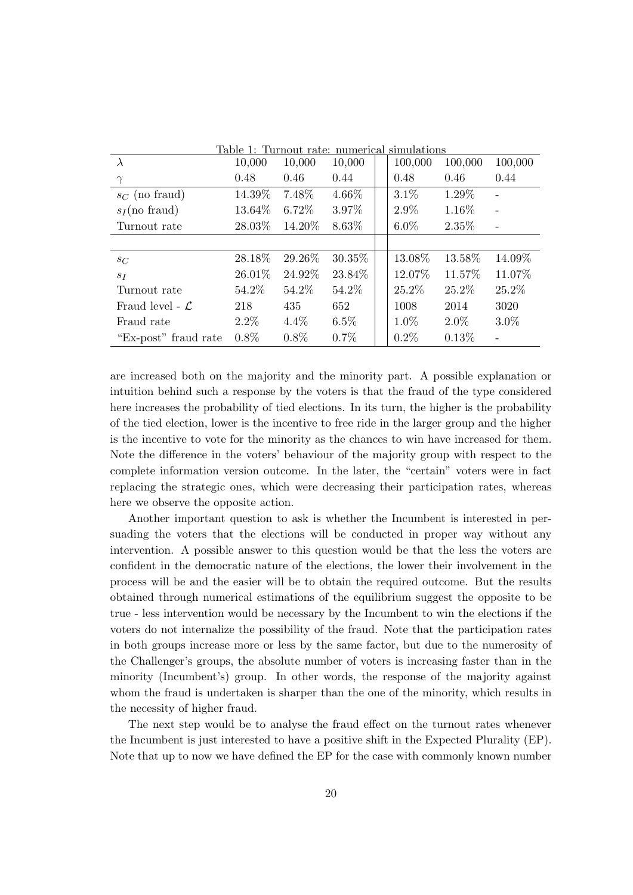Table 1: Turnout rate: numerical simulations

| $\lambda$ | 10,000 | 10,000 | 10,000 | 100,000 | 100,000 | 100,000 |
|---|---|---|---|---|---|---|
| $\gamma$ | 0.48 | 0.46 | 0.44 | 0.48 | 0.46 | 0.44 |
| $s_C$ (no fraud) | 14.39% | 7.48% | 4.66% | 3.1% | 1.29% | - |
| $s_I$(no fraud) | 13.64% | 6.72% | 3.97% | 2.9% | 1.16% | - |
| Turnout rate | 28.03% | 14.20% | 8.63% | 6.0% | 2.35% | - |
| | | | | | | |
| $s_C$ | 28.18% | 29.26% | 30.35% | 13.08% | 13.58% | 14.09% |
| $s_I$ | 26.01% | 24.92% | 23.84% | 12.07% | 11.57% | 11.07% |
| Turnout rate | 54.2% | 54.2% | 54.2% | 25.2% | 25.2% | 25.2% |
| Fraud level - $\mathcal{L}$ | 218 | 435 | 652 | 1008 | 2014 | 3020 |
| Fraud rate | 2.2% | 4.4% | 6.5% | 1.0% | 2.0% | 3.0% |
| "Ex-post" fraud rate | 0.8% | 0.8% | 0.7% | 0.2% | 0.13% | - |

are increased both on the majority and the minority part. A possible explanation or intuition behind such a response by the voters is that the fraud of the type considered here increases the probability of tied elections. In its turn, the higher is the probability of the tied election, lower is the incentive to free ride in the larger group and the higher is the incentive to vote for the minority as the chances to win have increased for them. Note the difference in the voters' behaviour of the majority group with respect to the complete information version outcome. In the later, the "certain" voters were in fact replacing the strategic ones, which were decreasing their participation rates, whereas here we observe the opposite action.

Another important question to ask is whether the Incumbent is interested in persuading the voters that the elections will be conducted in proper way without any intervention. A possible answer to this question would be that the less the voters are confident in the democratic nature of the elections, the lower their involvement in the process will be and the easier will be to obtain the required outcome. But the results obtained through numerical estimations of the equilibrium suggest the opposite to be true - less intervention would be necessary by the Incumbent to win the elections if the voters do not internalize the possibility of the fraud. Note that the participation rates in both groups increase more or less by the same factor, but due to the numerosity of the Challenger's groups, the absolute number of voters is increasing faster than in the minority (Incumbent's) group. In other words, the response of the majority against whom the fraud is undertaken is sharper than the one of the minority, which results in the necessity of higher fraud.

The next step would be to analyse the fraud effect on the turnout rates whenever the Incumbent is just interested to have a positive shift in the Expected Plurality (EP). Note that up to now we have defined the EP for the case with commonly known number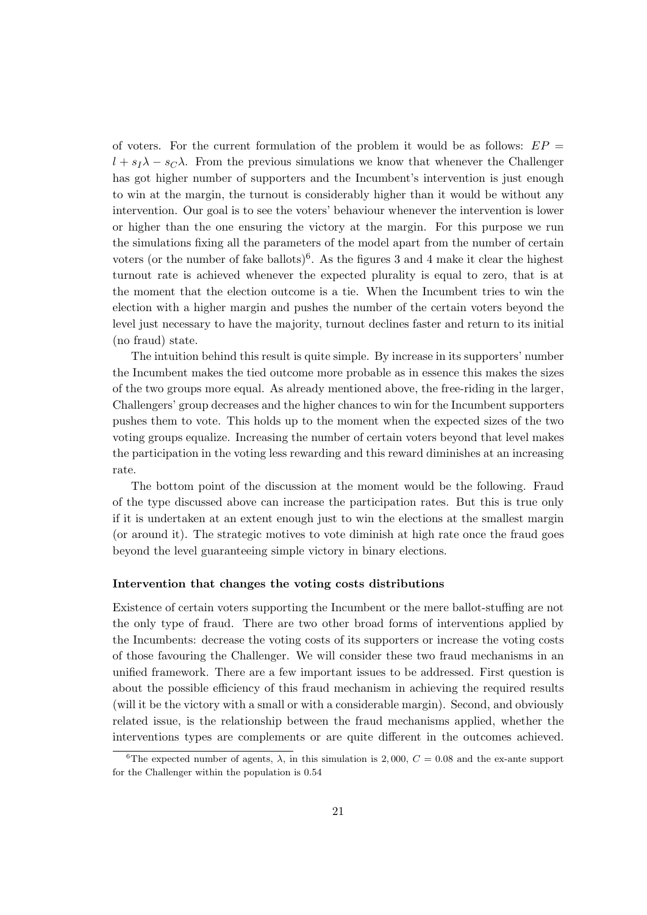of voters. For the current formulation of the problem it would be as follows: $EP = l + s_I\lambda - s_C\lambda$. From the previous simulations we know that whenever the Challenger has got higher number of supporters and the Incumbent's intervention is just enough to win at the margin, the turnout is considerably higher than it would be without any intervention. Our goal is to see the voters' behaviour whenever the intervention is lower or higher than the one ensuring the victory at the margin. For this purpose we run the simulations fixing all the parameters of the model apart from the number of certain voters (or the number of fake ballots)[6]. As the figures 3 and 4 make it clear the highest turnout rate is achieved whenever the expected plurality is equal to zero, that is at the moment that the election outcome is a tie. When the Incumbent tries to win the election with a higher margin and pushes the number of the certain voters beyond the level just necessary to have the majority, turnout declines faster and return to its initial (no fraud) state.

The intuition behind this result is quite simple. By increase in its supporters' number the Incumbent makes the tied outcome more probable as in essence this makes the sizes of the two groups more equal. As already mentioned above, the free-riding in the larger, Challengers' group decreases and the higher chances to win for the Incumbent supporters pushes them to vote. This holds up to the moment when the expected sizes of the two voting groups equalize. Increasing the number of certain voters beyond that level makes the participation in the voting less rewarding and this reward diminishes at an increasing rate.

The bottom point of the discussion at the moment would be the following. Fraud of the type discussed above can increase the participation rates. But this is true only if it is undertaken at an extent enough just to win the elections at the smallest margin (or around it). The strategic motives to vote diminish at high rate once the fraud goes beyond the level guaranteeing simple victory in binary elections.

**Intervention that changes the voting costs distributions**

Existence of certain voters supporting the Incumbent or the mere ballot-stuffing are not the only type of fraud. There are two other broad forms of interventions applied by the Incumbents: decrease the voting costs of its supporters or increase the voting costs of those favouring the Challenger. We will consider these two fraud mechanisms in an unified framework. There are a few important issues to be addressed. First question is about the possible efficiency of this fraud mechanism in achieving the required results (will it be the victory with a small or with a considerable margin). Second, and obviously related issue, is the relationship between the fraud mechanisms applied, whether the interventions types are complements or are quite different in the outcomes achieved.

[6] The expected number of agents, $\lambda$, in this simulation is $2,000$, $C = 0.08$ and the ex-ante support for the Challenger within the population is 0.54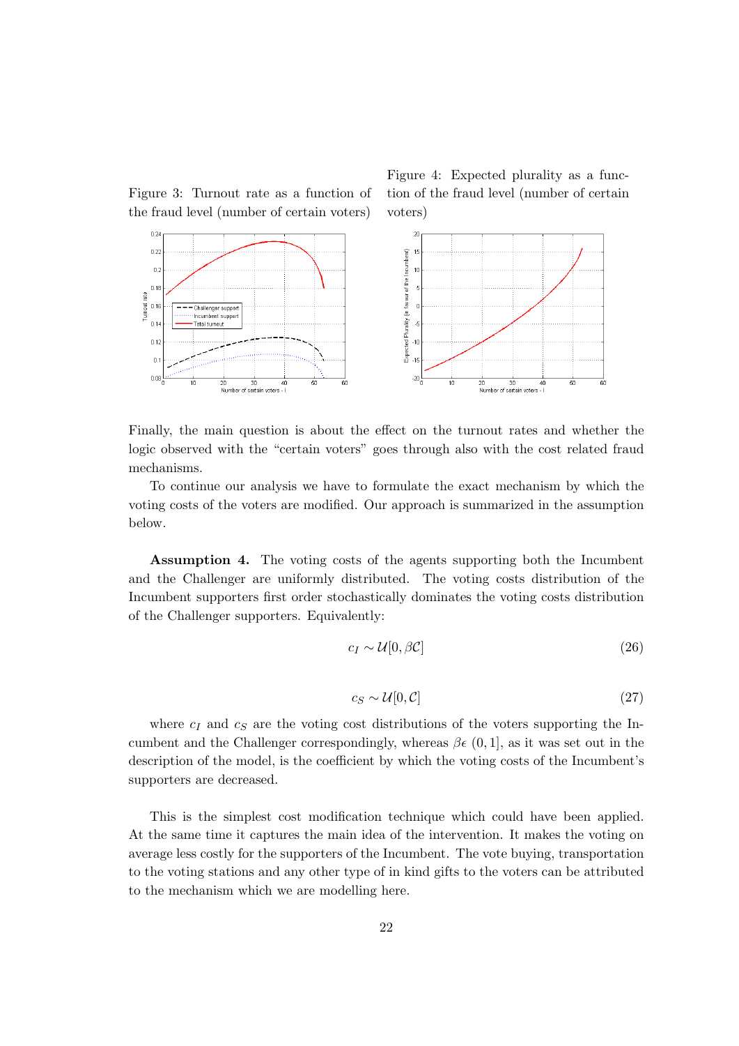Figure 3: Turnout rate as a function of the fraud level (number of certain voters)

Figure 4: Expected plurality as a function of the fraud level (number of certain voters)

Finally, the main question is about the effect on the turnout rates and whether the logic observed with the "certain voters" goes through also with the cost related fraud mechanisms.

To continue our analysis we have to formulate the exact mechanism by which the voting costs of the voters are modified. Our approach is summarized in the assumption below.

**Assumption 4.** The voting costs of the agents supporting both the Incumbent and the Challenger are uniformly distributed. The voting costs distribution of the Incumbent supporters first order stochastically dominates the voting costs distribution of the Challenger supporters. Equivalently:

$$c_I \sim \mathcal{U}[0, \beta\mathcal{C}] \tag{26}$$

$$c_S \sim \mathcal{U}[0, \mathcal{C}] \tag{27}$$

where $c_I$ and $c_S$ are the voting cost distributions of the voters supporting the Incumbent and the Challenger correspondingly, whereas $\beta \epsilon\ (0, 1]$, as it was set out in the description of the model, is the coefficient by which the voting costs of the Incumbent's supporters are decreased.

This is the simplest cost modification technique which could have been applied. At the same time it captures the main idea of the intervention. It makes the voting on average less costly for the supporters of the Incumbent. The vote buying, transportation to the voting stations and any other type of in kind gifts to the voters can be attributed to the mechanism which we are modelling here.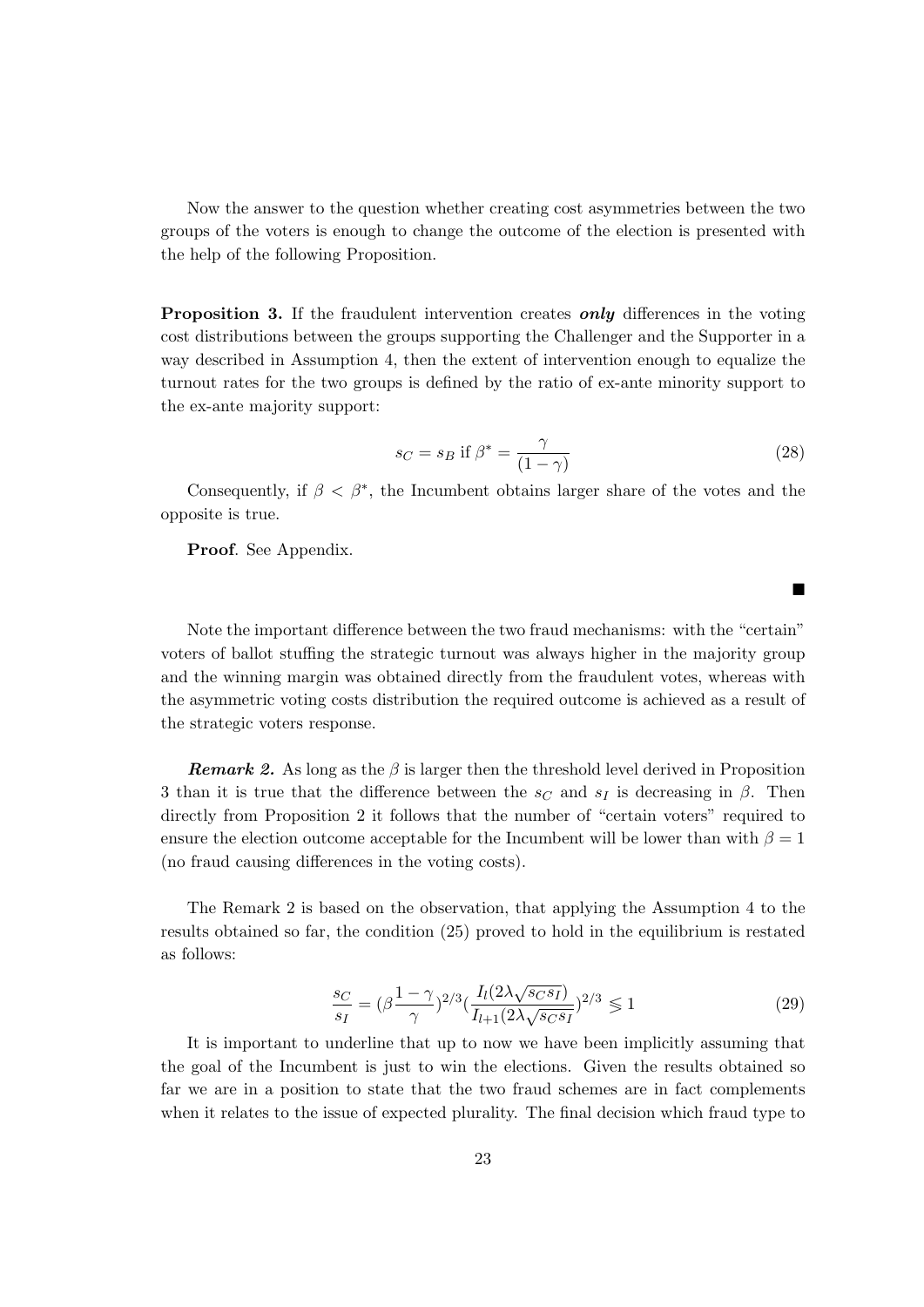Now the answer to the question whether creating cost asymmetries between the two groups of the voters is enough to change the outcome of the election is presented with the help of the following Proposition.

**Proposition 3.** If the fraudulent intervention creates ***only*** differences in the voting cost distributions between the groups supporting the Challenger and the Supporter in a way described in Assumption 4, then the extent of intervention enough to equalize the turnout rates for the two groups is defined by the ratio of ex-ante minority support to the ex-ante majority support:

$$s_C = s_B \text{ if } \beta^* = \frac{\gamma}{(1-\gamma)} \tag{28}$$

Consequently, if $\beta < \beta^*$, the Incumbent obtains larger share of the votes and the opposite is true.

**Proof**. See Appendix.

■

Note the important difference between the two fraud mechanisms: with the "certain" voters of ballot stuffing the strategic turnout was always higher in the majority group and the winning margin was obtained directly from the fraudulent votes, whereas with the asymmetric voting costs distribution the required outcome is achieved as a result of the strategic voters response.

***Remark 2.*** As long as the $\beta$ is larger then the threshold level derived in Proposition 3 than it is true that the difference between the $s_C$ and $s_I$ is decreasing in $\beta$. Then directly from Proposition 2 it follows that the number of "certain voters" required to ensure the election outcome acceptable for the Incumbent will be lower than with $\beta = 1$ (no fraud causing differences in the voting costs).

The Remark 2 is based on the observation, that applying the Assumption 4 to the results obtained so far, the condition (25) proved to hold in the equilibrium is restated as follows:

$$\frac{s_C}{s_I} = (\beta \frac{1-\gamma}{\gamma})^{2/3} (\frac{I_l(2\lambda\sqrt{s_C s_I})}{I_{l+1}(2\lambda\sqrt{s_C s_I})})^{2/3} \lesseqgtr 1 \tag{29}$$

It is important to underline that up to now we have been implicitly assuming that the goal of the Incumbent is just to win the elections. Given the results obtained so far we are in a position to state that the two fraud schemes are in fact complements when it relates to the issue of expected plurality. The final decision which fraud type to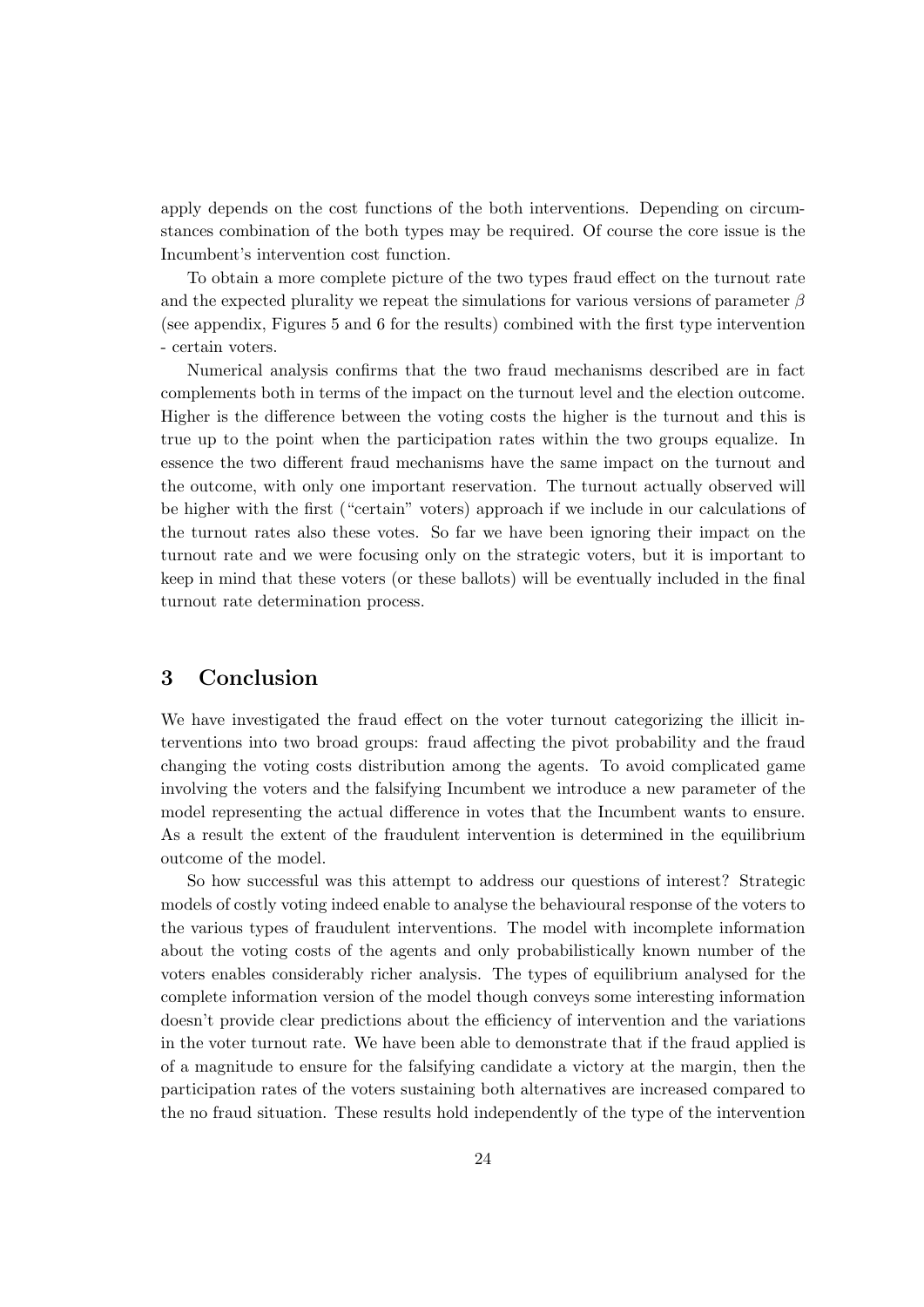apply depends on the cost functions of the both interventions. Depending on circumstances combination of the both types may be required. Of course the core issue is the Incumbent's intervention cost function.

To obtain a more complete picture of the two types fraud effect on the turnout rate and the expected plurality we repeat the simulations for various versions of parameter $\beta$ (see appendix, Figures 5 and 6 for the results) combined with the first type intervention - certain voters.

Numerical analysis confirms that the two fraud mechanisms described are in fact complements both in terms of the impact on the turnout level and the election outcome. Higher is the difference between the voting costs the higher is the turnout and this is true up to the point when the participation rates within the two groups equalize. In essence the two different fraud mechanisms have the same impact on the turnout and the outcome, with only one important reservation. The turnout actually observed will be higher with the first ("certain" voters) approach if we include in our calculations of the turnout rates also these votes. So far we have been ignoring their impact on the turnout rate and we were focusing only on the strategic voters, but it is important to keep in mind that these voters (or these ballots) will be eventually included in the final turnout rate determination process.

## 3 Conclusion

We have investigated the fraud effect on the voter turnout categorizing the illicit interventions into two broad groups: fraud affecting the pivot probability and the fraud changing the voting costs distribution among the agents. To avoid complicated game involving the voters and the falsifying Incumbent we introduce a new parameter of the model representing the actual difference in votes that the Incumbent wants to ensure. As a result the extent of the fraudulent intervention is determined in the equilibrium outcome of the model.

So how successful was this attempt to address our questions of interest? Strategic models of costly voting indeed enable to analyse the behavioural response of the voters to the various types of fraudulent interventions. The model with incomplete information about the voting costs of the agents and only probabilistically known number of the voters enables considerably richer analysis. The types of equilibrium analysed for the complete information version of the model though conveys some interesting information doesn't provide clear predictions about the efficiency of intervention and the variations in the voter turnout rate. We have been able to demonstrate that if the fraud applied is of a magnitude to ensure for the falsifying candidate a victory at the margin, then the participation rates of the voters sustaining both alternatives are increased compared to the no fraud situation. These results hold independently of the type of the intervention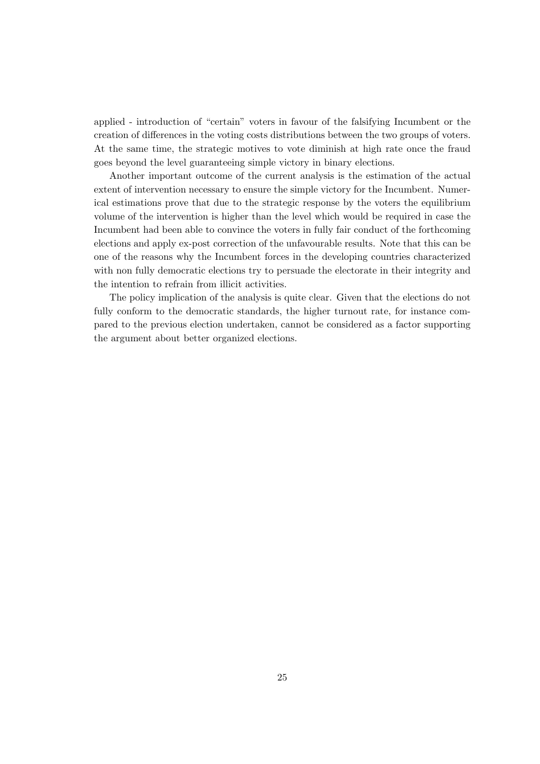applied - introduction of "certain" voters in favour of the falsifying Incumbent or the creation of differences in the voting costs distributions between the two groups of voters. At the same time, the strategic motives to vote diminish at high rate once the fraud goes beyond the level guaranteeing simple victory in binary elections.

Another important outcome of the current analysis is the estimation of the actual extent of intervention necessary to ensure the simple victory for the Incumbent. Numerical estimations prove that due to the strategic response by the voters the equilibrium volume of the intervention is higher than the level which would be required in case the Incumbent had been able to convince the voters in fully fair conduct of the forthcoming elections and apply ex-post correction of the unfavourable results. Note that this can be one of the reasons why the Incumbent forces in the developing countries characterized with non fully democratic elections try to persuade the electorate in their integrity and the intention to refrain from illicit activities.

The policy implication of the analysis is quite clear. Given that the elections do not fully conform to the democratic standards, the higher turnout rate, for instance compared to the previous election undertaken, cannot be considered as a factor supporting the argument about better organized elections.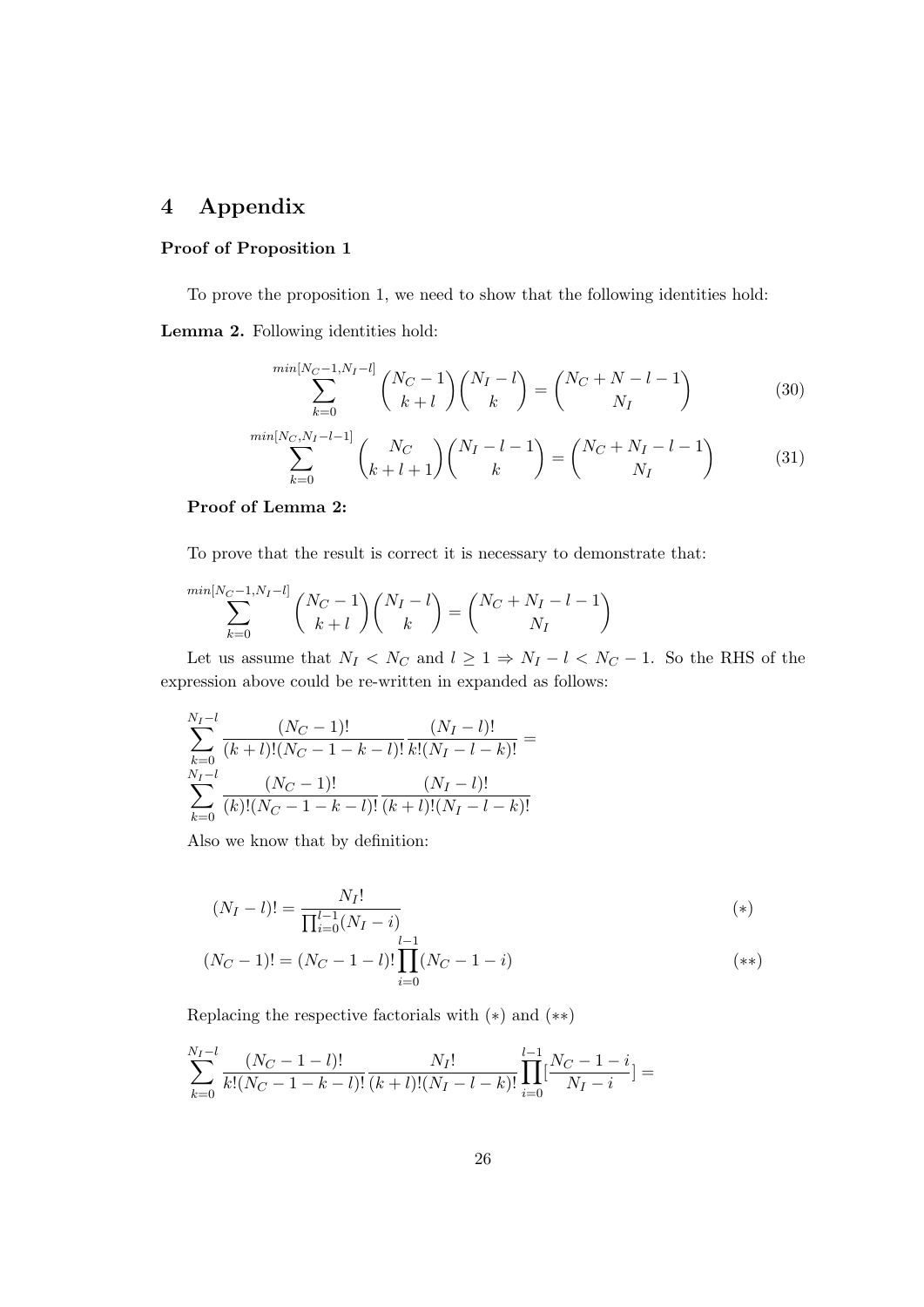# 4 Appendix

**Proof of Proposition 1**

To prove the proposition 1, we need to show that the following identities hold:

**Lemma 2.** Following identities hold:

$$\sum_{k=0}^{min[N_C-1,N_I-l]} \binom{N_C-1}{k+l}\binom{N_I-l}{k} = \binom{N_C+N-l-1}{N_I} \tag{30}$$

$$\sum_{k=0}^{min[N_C,N_I-l-1]} \binom{N_C}{k+l+1}\binom{N_I-l-1}{k} = \binom{N_C+N_I-l-1}{N_I} \tag{31}$$

**Proof of Lemma 2:**

To prove that the result is correct it is necessary to demonstrate that:

$$\sum_{k=0}^{min[N_C-1,N_I-l]} \binom{N_C-1}{k+l}\binom{N_I-l}{k} = \binom{N_C+N_I-l-1}{N_I}$$

Let us assume that $N_I < N_C$ and $l \geq 1 \Rightarrow N_I - l < N_C - 1$. So the RHS of the expression above could be re-written in expanded as follows:

$$\sum_{k=0}^{N_I-l} \frac{(N_C-1)!}{(k+l)!(N_C-1-k-l)!}\frac{(N_I-l)!}{k!(N_I-l-k)!} =$$
$$\sum_{k=0}^{N_I-l} \frac{(N_C-1)!}{(k)!(N_C-1-k-l)!}\frac{(N_I-l)!}{(k+l)!(N_I-l-k)!}$$

Also we know that by definition:

$$(N_I-l)! = \frac{N_I!}{\prod_{i=0}^{l-1}(N_I-i)} \tag{$*$}$$

$$(N_C-1)! = (N_C-1-l)!\prod_{i=0}^{l-1}(N_C-1-i) \tag{$**$}$$

Replacing the respective factorials with $(*)$ and $(**)$

$$\sum_{k=0}^{N_I-l} \frac{(N_C-1-l)!}{k!(N_C-1-k-l)!}\frac{N_I!}{(k+l)!(N_I-l-k)!}\prod_{i=0}^{l-1}[\frac{N_C-1-i}{N_I-i}] =$$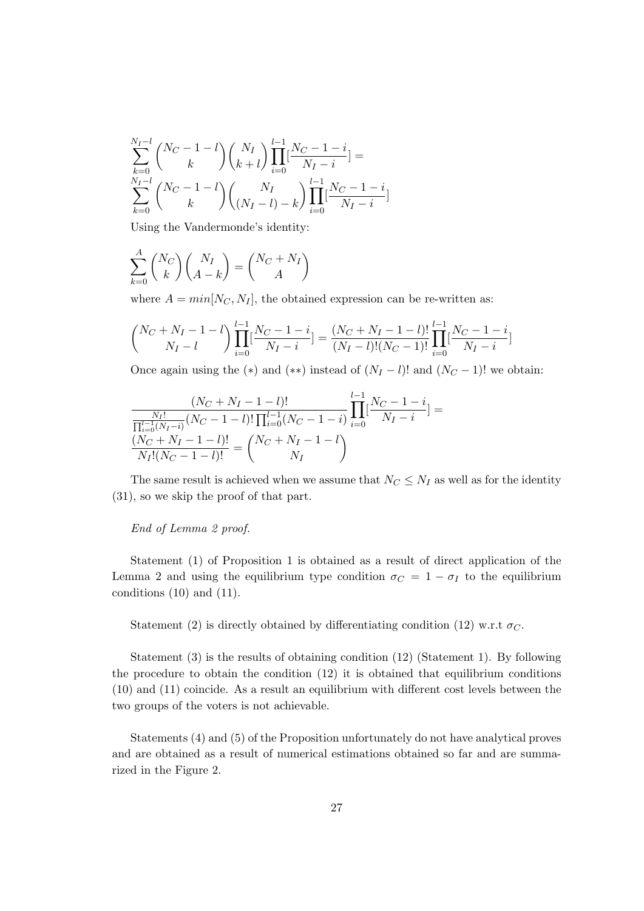$$\sum_{k=0}^{N_I-l}\binom{N_C-1-l}{k}\binom{N_I}{k+l}\prod_{i=0}^{l-1}[\frac{N_C-1-i}{N_I-i}] =$$
$$\sum_{k=0}^{N_I-l}\binom{N_C-1-l}{k}\binom{N_I}{(N_I-l)-k}\prod_{i=0}^{l-1}[\frac{N_C-1-i}{N_I-i}]$$

Using the Vandermonde's identity:

$$\sum_{k=0}^{A}\binom{N_C}{k}\binom{N_I}{A-k} = \binom{N_C+N_I}{A}$$

where $A = min[N_C, N_I]$, the obtained expression can be re-written as:

$$\binom{N_C+N_I-1-l}{N_I-l}\prod_{i=0}^{l-1}[\frac{N_C-1-i}{N_I-i}] = \frac{(N_C+N_I-1-l)!}{(N_I-l)!(N_C-1)!}\prod_{i=0}^{l-1}[\frac{N_C-1-i}{N_I-i}]$$

Once again using the $(*)$ and $(**)$ instead of $(N_I-l)!$ and $(N_C-1)!$ we obtain:

$$\frac{(N_C+N_I-1-l)!}{\frac{N_I!}{\prod_{i=0}^{l-1}(N_I-i)}(N_C-1-l)!\prod_{i=0}^{l-1}(N_C-1-i)}\prod_{i=0}^{l-1}[\frac{N_C-1-i}{N_I-i}] =$$
$$\frac{(N_C+N_I-1-l)!}{N_I!(N_C-1-l)!} = \binom{N_C+N_I-1-l}{N_I}$$

The same result is achieved when we assume that $N_C \leq N_I$ as well as for the identity (31), so we skip the proof of that part.

*End of Lemma 2 proof.*

Statement (1) of Proposition 1 is obtained as a result of direct application of the Lemma 2 and using the equilibrium type condition $\sigma_C = 1 - \sigma_I$ to the equilibrium conditions (10) and (11).

Statement (2) is directly obtained by differentiating condition (12) w.r.t $\sigma_C$.

Statement (3) is the results of obtaining condition (12) (Statement 1). By following the procedure to obtain the condition (12) it is obtained that equilibrium conditions (10) and (11) coincide. As a result an equilibrium with different cost levels between the two groups of the voters is not achievable.

Statements (4) and (5) of the Proposition unfortunately do not have analytical proves and are obtained as a result of numerical estimations obtained so far and are summarized in the Figure 2.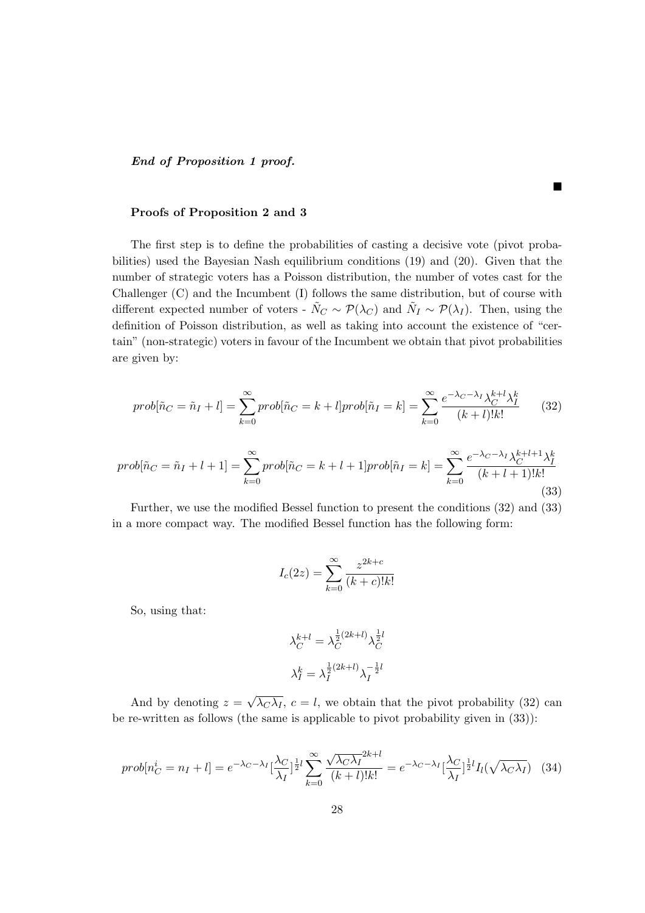***End of Proposition 1 proof.***

■

**Proofs of Proposition 2 and 3**

The first step is to define the probabilities of casting a decisive vote (pivot probabilities) used the Bayesian Nash equilibrium conditions (19) and (20). Given that the number of strategic voters has a Poisson distribution, the number of votes cast for the Challenger (C) and the Incumbent (I) follows the same distribution, but of course with different expected number of voters - $\tilde{N}_C \sim \mathcal{P}(\lambda_C)$ and $\tilde{N}_I \sim \mathcal{P}(\lambda_I)$. Then, using the definition of Poisson distribution, as well as taking into account the existence of "certain" (non-strategic) voters in favour of the Incumbent we obtain that pivot probabilities are given by:

$$prob[\tilde{n}_C = \tilde{n}_I + l] = \sum_{k=0}^{\infty} prob[\tilde{n}_C = k + l] prob[\tilde{n}_I = k] = \sum_{k=0}^{\infty} \frac{e^{-\lambda_C - \lambda_I} \lambda_C^{k+l} \lambda_I^k}{(k+l)!k!} \tag{32}$$

$$prob[\tilde{n}_C = \tilde{n}_I + l + 1] = \sum_{k=0}^{\infty} prob[\tilde{n}_C = k + l + 1] prob[\tilde{n}_I = k] = \sum_{k=0}^{\infty} \frac{e^{-\lambda_C - \lambda_I} \lambda_C^{k+l+1} \lambda_I^k}{(k+l+1)!k!} \tag{33}$$

Further, we use the modified Bessel function to present the conditions (32) and (33) in a more compact way. The modified Bessel function has the following form:

$$I_c(2z) = \sum_{k=0}^{\infty} \frac{z^{2k+c}}{(k+c)!k!}$$

So, using that:

$$\lambda_C^{k+l} = \lambda_C^{\frac{1}{2}(2k+l)} \lambda_C^{\frac{1}{2}l}$$

$$\lambda_I^k = \lambda_I^{\frac{1}{2}(2k+l)} \lambda_I^{-\frac{1}{2}l}$$

And by denoting $z = \sqrt{\lambda_C \lambda_I}$, $c = l$, we obtain that the pivot probability (32) can be re-written as follows (the same is applicable to pivot probability given in (33)):

$$prob[n_C^i = n_I + l] = e^{-\lambda_C - \lambda_I} [\frac{\lambda_C}{\lambda_I}]^{\frac{1}{2}l} \sum_{k=0}^{\infty} \frac{\sqrt{\lambda_C \lambda_I}^{2k+l}}{(k+l)!k!} = e^{-\lambda_C - \lambda_I} [\frac{\lambda_C}{\lambda_I}]^{\frac{1}{2}l} I_l(\sqrt{\lambda_C \lambda_I}) \tag{34}$$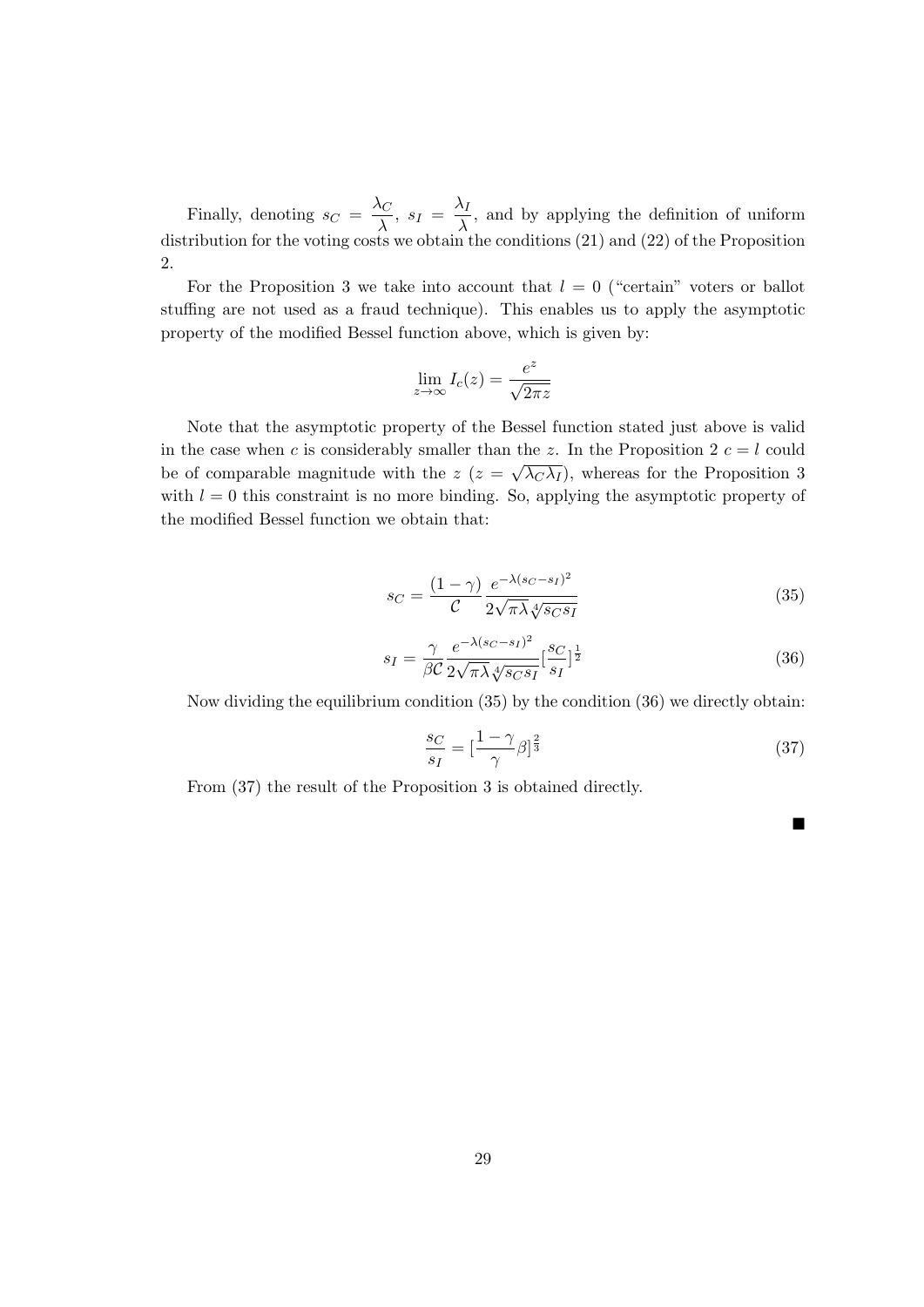Finally, denoting $s_C = \dfrac{\lambda_C}{\lambda}$, $s_I = \dfrac{\lambda_I}{\lambda}$, and by applying the definition of uniform distribution for the voting costs we obtain the conditions (21) and (22) of the Proposition 2.

For the Proposition 3 we take into account that $l = 0$ ("certain" voters or ballot stuffing are not used as a fraud technique). This enables us to apply the asymptotic property of the modified Bessel function above, which is given by:

$$\lim_{z \to \infty} I_c(z) = \frac{e^z}{\sqrt{2\pi z}}$$

Note that the asymptotic property of the Bessel function stated just above is valid in the case when $c$ is considerably smaller than the $z$. In the Proposition 2 $c = l$ could be of comparable magnitude with the $z$ ($z = \sqrt{\lambda_C \lambda_I}$), whereas for the Proposition 3 with $l = 0$ this constraint is no more binding. So, applying the asymptotic property of the modified Bessel function we obtain that:

$$s_C = \frac{(1-\gamma)}{\mathcal{C}} \frac{e^{-\lambda(s_C - s_I)^2}}{2\sqrt{\pi\lambda}\sqrt[4]{s_C s_I}} \tag{35}$$

$$s_I = \frac{\gamma}{\beta\mathcal{C}} \frac{e^{-\lambda(s_C - s_I)^2}}{2\sqrt{\pi\lambda}\sqrt[4]{s_C s_I}} [\frac{s_C}{s_I}]^{\frac{1}{2}} \tag{36}$$

Now dividing the equilibrium condition (35) by the condition (36) we directly obtain:

$$\frac{s_C}{s_I} = [\frac{1-\gamma}{\gamma}\beta]^{\frac{2}{3}} \tag{37}$$

From (37) the result of the Proposition 3 is obtained directly.

■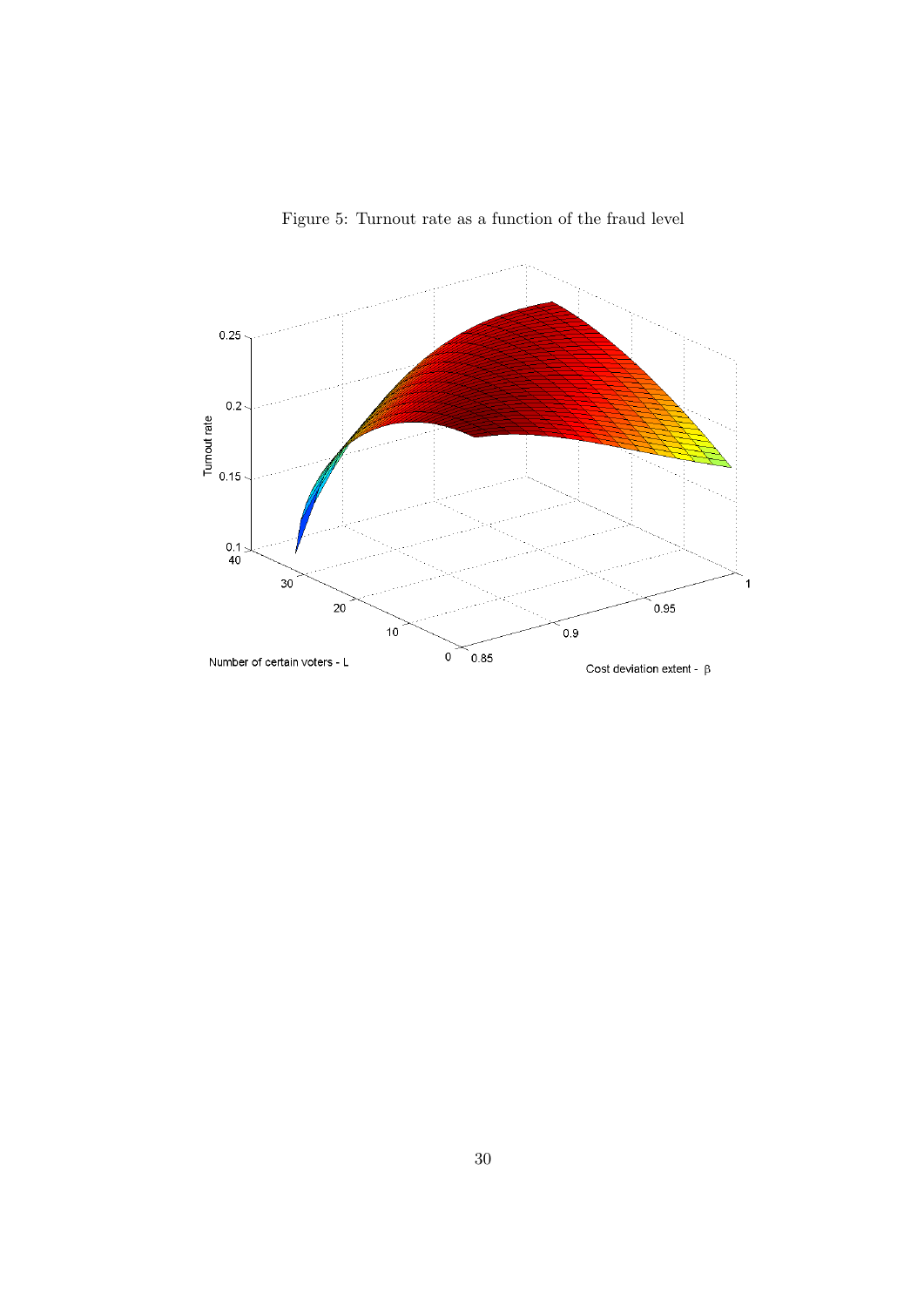Figure 5: Turnout rate as a function of the fraud level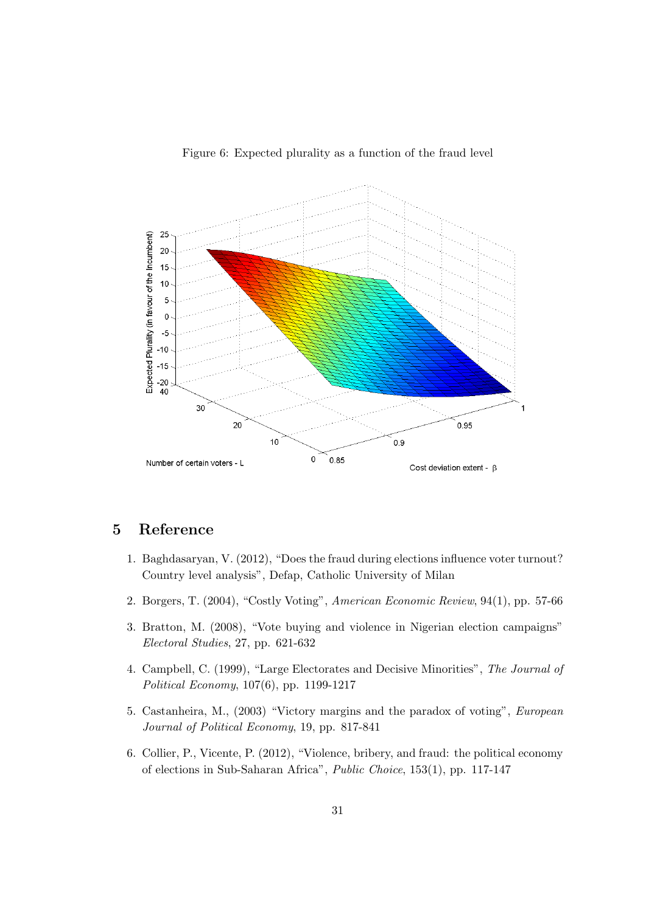Figure 6: Expected plurality as a function of the fraud level

## 5 Reference

1. Baghdasaryan, V. (2012), "Does the fraud during elections influence voter turnout? Country level analysis", Defap, Catholic University of Milan
2. Borgers, T. (2004), "Costly Voting", *American Economic Review*, 94(1), pp. 57-66
3. Bratton, M. (2008), "Vote buying and violence in Nigerian election campaigns" *Electoral Studies*, 27, pp. 621-632
4. Campbell, C. (1999), "Large Electorates and Decisive Minorities", *The Journal of Political Economy*, 107(6), pp. 1199-1217
5. Castanheira, M., (2003) "Victory margins and the paradox of voting", *European Journal of Political Economy*, 19, pp. 817-841
6. Collier, P., Vicente, P. (2012), "Violence, bribery, and fraud: the political economy of elections in Sub-Saharan Africa", *Public Choice*, 153(1), pp. 117-147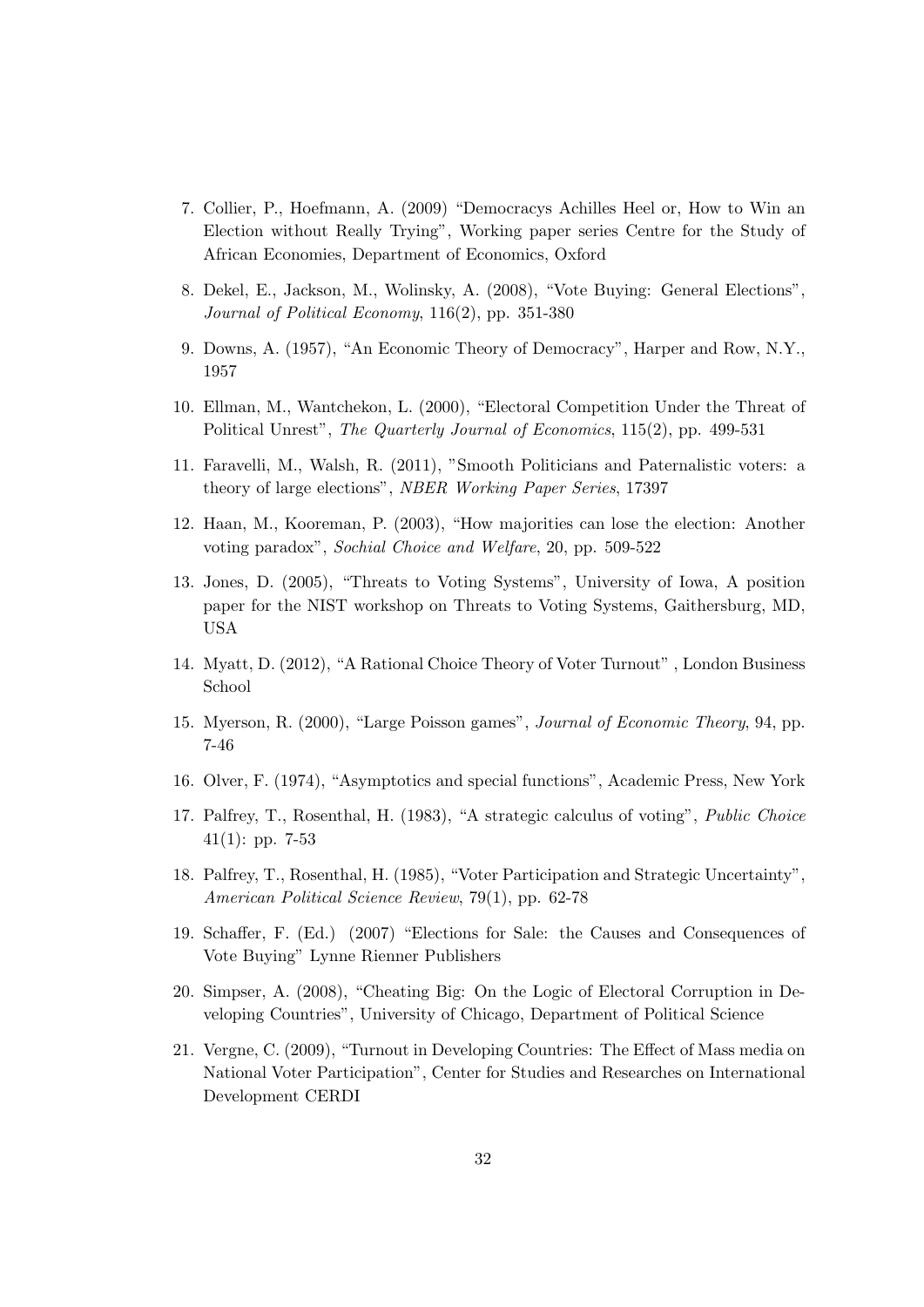7. Collier, P., Hoefmann, A. (2009) "Democracys Achilles Heel or, How to Win an Election without Really Trying", Working paper series Centre for the Study of African Economies, Department of Economics, Oxford

8. Dekel, E., Jackson, M., Wolinsky, A. (2008), "Vote Buying: General Elections", *Journal of Political Economy*, 116(2), pp. 351-380

9. Downs, A. (1957), "An Economic Theory of Democracy", Harper and Row, N.Y., 1957

10. Ellman, M., Wantchekon, L. (2000), "Electoral Competition Under the Threat of Political Unrest", *The Quarterly Journal of Economics*, 115(2), pp. 499-531

11. Faravelli, M., Walsh, R. (2011), "Smooth Politicians and Paternalistic voters: a theory of large elections", *NBER Working Paper Series*, 17397

12. Haan, M., Kooreman, P. (2003), "How majorities can lose the election: Another voting paradox", *Sochial Choice and Welfare*, 20, pp. 509-522

13. Jones, D. (2005), "Threats to Voting Systems", University of Iowa, A position paper for the NIST workshop on Threats to Voting Systems, Gaithersburg, MD, USA

14. Myatt, D. (2012), "A Rational Choice Theory of Voter Turnout" , London Business School

15. Myerson, R. (2000), "Large Poisson games", *Journal of Economic Theory*, 94, pp. 7-46

16. Olver, F. (1974), "Asymptotics and special functions", Academic Press, New York

17. Palfrey, T., Rosenthal, H. (1983), "A strategic calculus of voting", *Public Choice* 41(1): pp. 7-53

18. Palfrey, T., Rosenthal, H. (1985), "Voter Participation and Strategic Uncertainty", *American Political Science Review*, 79(1), pp. 62-78

19. Schaffer, F. (Ed.) (2007) "Elections for Sale: the Causes and Consequences of Vote Buying" Lynne Rienner Publishers

20. Simpser, A. (2008), "Cheating Big: On the Logic of Electoral Corruption in Developing Countries", University of Chicago, Department of Political Science

21. Vergne, C. (2009), "Turnout in Developing Countries: The Effect of Mass media on National Voter Participation", Center for Studies and Researches on International Development CERDI